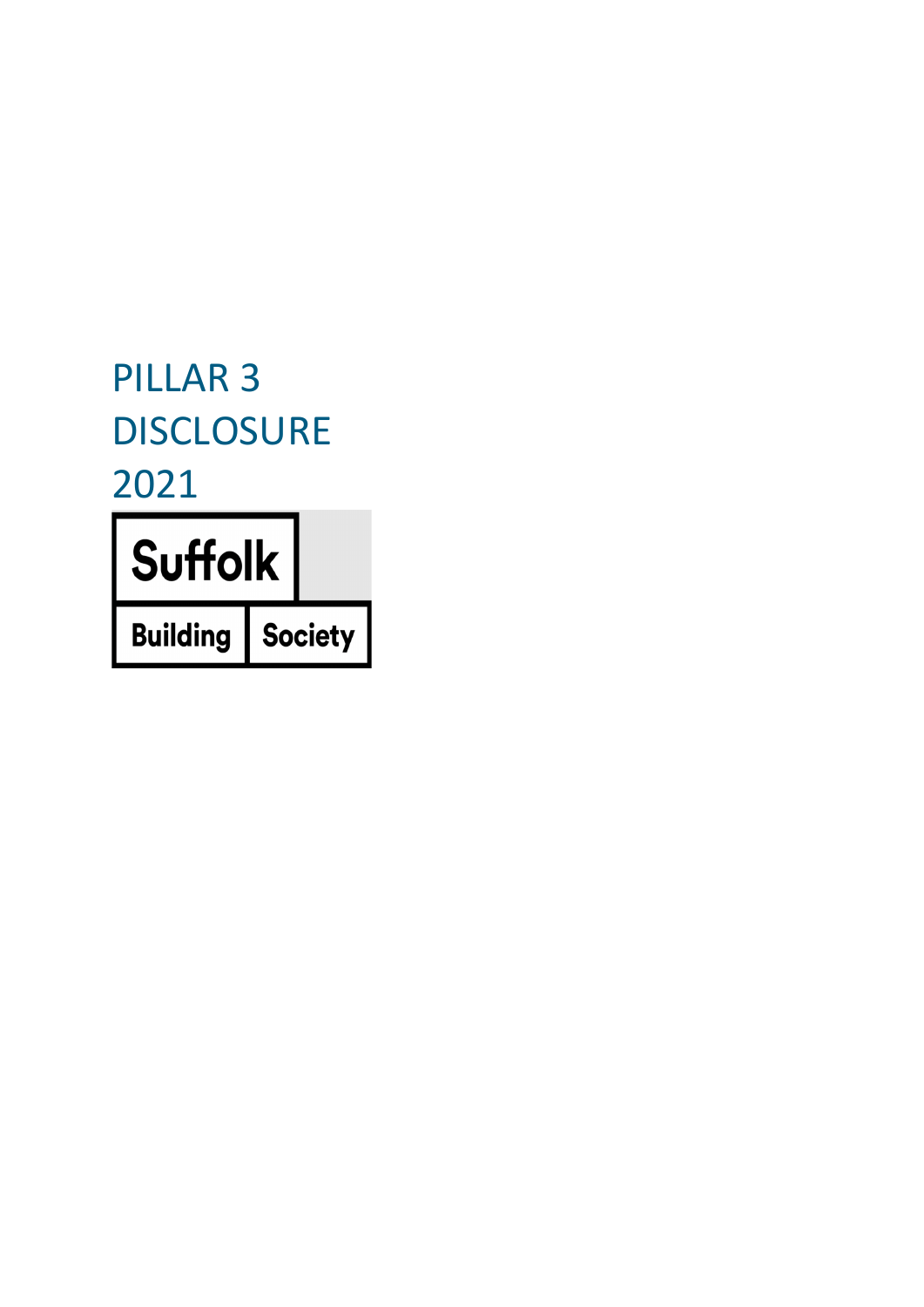# PILLAR 3 DISCLOSURE 2021

Suffolk

Building Society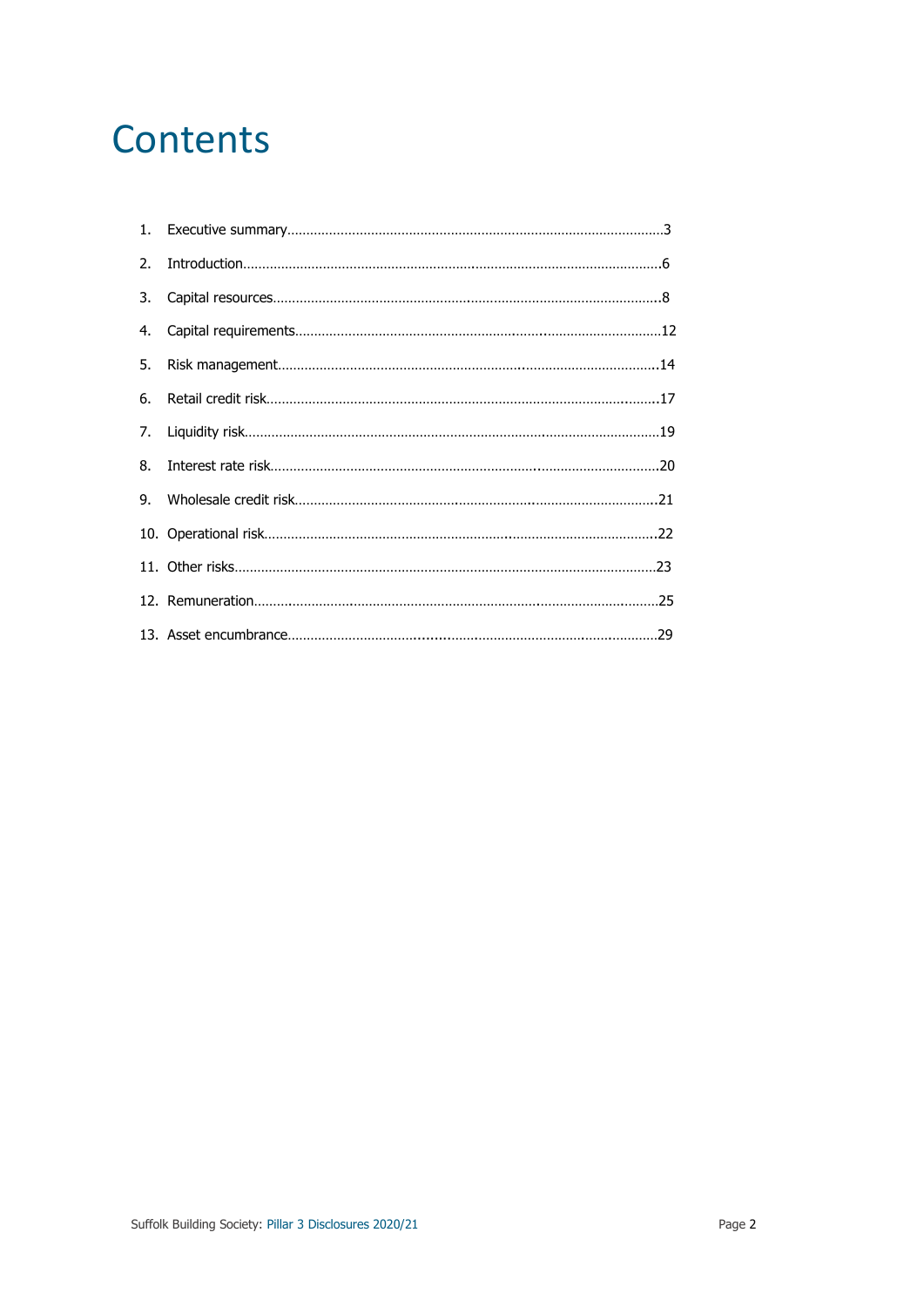# Contents

1. Executive summary....................................................................................................3
2. Introduction..............................................................................................................6
3. Capital resources......................................................................................................8
4. Capital requirements...............................................................................................12
5. Risk management...................................................................................................14
6. Retail credit risk.......................................................................................................17
7. Liquidity risk.............................................................................................................19
8. Interest rate risk.......................................................................................................20
9. Wholesale credit risk...............................................................................................21
10. Operational risk.......................................................................................................22
11. Other risks...............................................................................................................23
12. Remuneration..........................................................................................................25
13. Asset encumbrance.................................................................................................29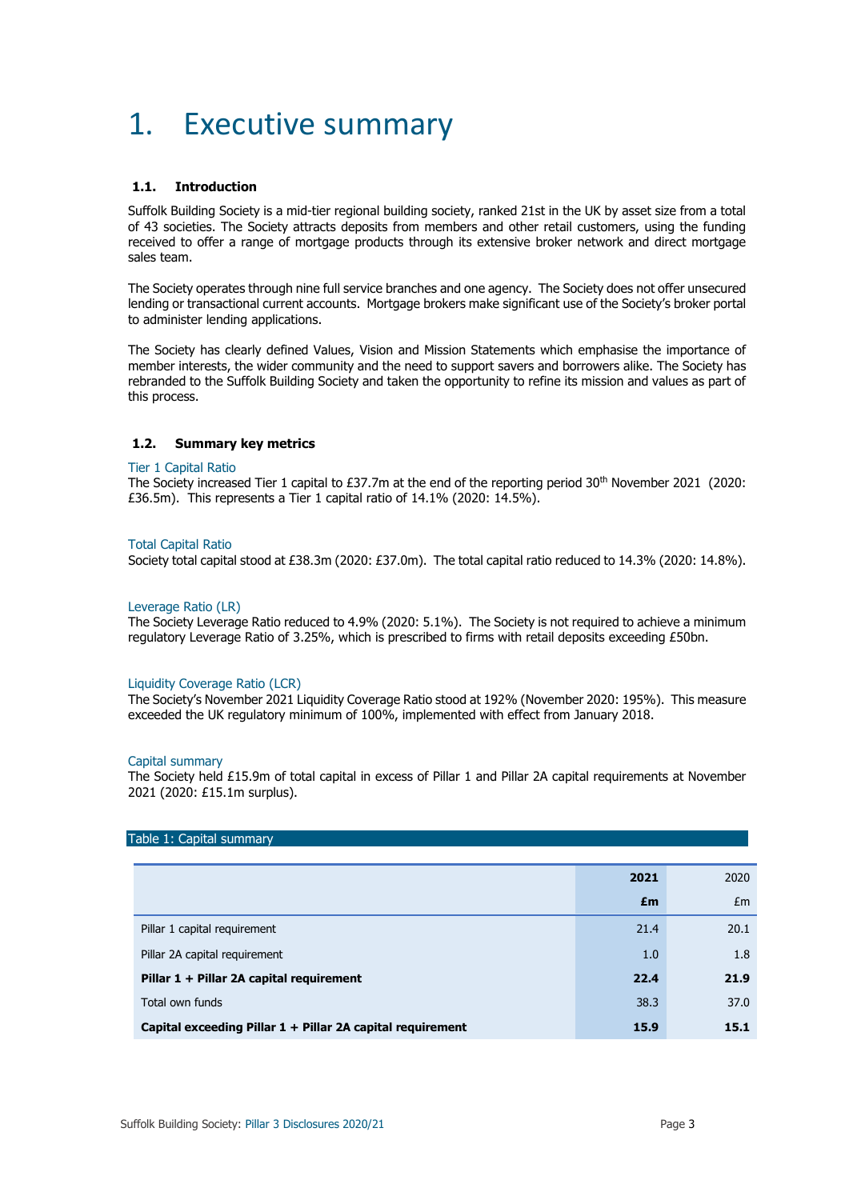# 1. Executive summary

### 1.1. Introduction

Suffolk Building Society is a mid-tier regional building society, ranked 21st in the UK by asset size from a total of 43 societies. The Society attracts deposits from members and other retail customers, using the funding received to offer a range of mortgage products through its extensive broker network and direct mortgage sales team.

The Society operates through nine full service branches and one agency. The Society does not offer unsecured lending or transactional current accounts. Mortgage brokers make significant use of the Society's broker portal to administer lending applications.

The Society has clearly defined Values, Vision and Mission Statements which emphasise the importance of member interests, the wider community and the need to support savers and borrowers alike. The Society has rebranded to the Suffolk Building Society and taken the opportunity to refine its mission and values as part of this process.

### 1.2. Summary key metrics

**Tier 1 Capital Ratio**

The Society increased Tier 1 capital to £37.7m at the end of the reporting period 30th November 2021 (2020: £36.5m). This represents a Tier 1 capital ratio of 14.1% (2020: 14.5%).

**Total Capital Ratio**

Society total capital stood at £38.3m (2020: £37.0m). The total capital ratio reduced to 14.3% (2020: 14.8%).

**Leverage Ratio (LR)**

The Society Leverage Ratio reduced to 4.9% (2020: 5.1%). The Society is not required to achieve a minimum regulatory Leverage Ratio of 3.25%, which is prescribed to firms with retail deposits exceeding £50bn.

**Liquidity Coverage Ratio (LCR)**

The Society's November 2021 Liquidity Coverage Ratio stood at 192% (November 2020: 195%). This measure exceeded the UK regulatory minimum of 100%, implemented with effect from January 2018.

**Capital summary**

The Society held £15.9m of total capital in excess of Pillar 1 and Pillar 2A capital requirements at November 2021 (2020: £15.1m surplus).

Table 1: Capital summary

| | 2021 £m | 2020 £m |
|---|---|---|
| Pillar 1 capital requirement | 21.4 | 20.1 |
| Pillar 2A capital requirement | 1.0 | 1.8 |
| **Pillar 1 + Pillar 2A capital requirement** | **22.4** | **21.9** |
| Total own funds | 38.3 | 37.0 |
| **Capital exceeding Pillar 1 + Pillar 2A capital requirement** | **15.9** | **15.1** |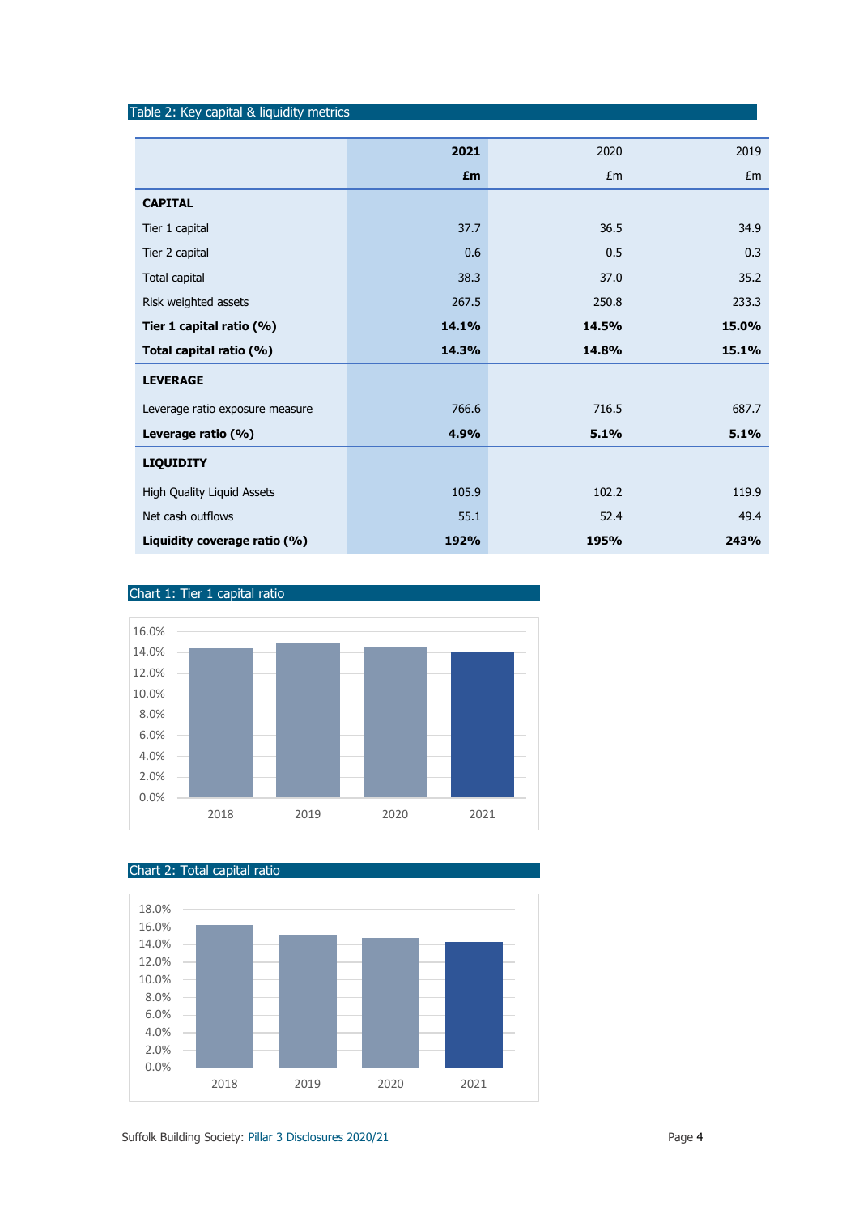Table 2: Key capital & liquidity metrics

| | **2021** | 2020 | 2019 |
|---|---|---|---|
| | **£m** | £m | £m |
| **CAPITAL** | | | |
| Tier 1 capital | 37.7 | 36.5 | 34.9 |
| Tier 2 capital | 0.6 | 0.5 | 0.3 |
| Total capital | 38.3 | 37.0 | 35.2 |
| Risk weighted assets | 267.5 | 250.8 | 233.3 |
| **Tier 1 capital ratio (%)** | **14.1%** | **14.5%** | **15.0%** |
| **Total capital ratio (%)** | **14.3%** | **14.8%** | **15.1%** |
| **LEVERAGE** | | | |
| Leverage ratio exposure measure | 766.6 | 716.5 | 687.7 |
| **Leverage ratio (%)** | **4.9%** | **5.1%** | **5.1%** |
| **LIQUIDITY** | | | |
| High Quality Liquid Assets | 105.9 | 102.2 | 119.9 |
| Net cash outflows | 55.1 | 52.4 | 49.4 |
| **Liquidity coverage ratio (%)** | **192%** | **195%** | **243%** |

Chart 1: Tier 1 capital ratio

Chart 2: Total capital ratio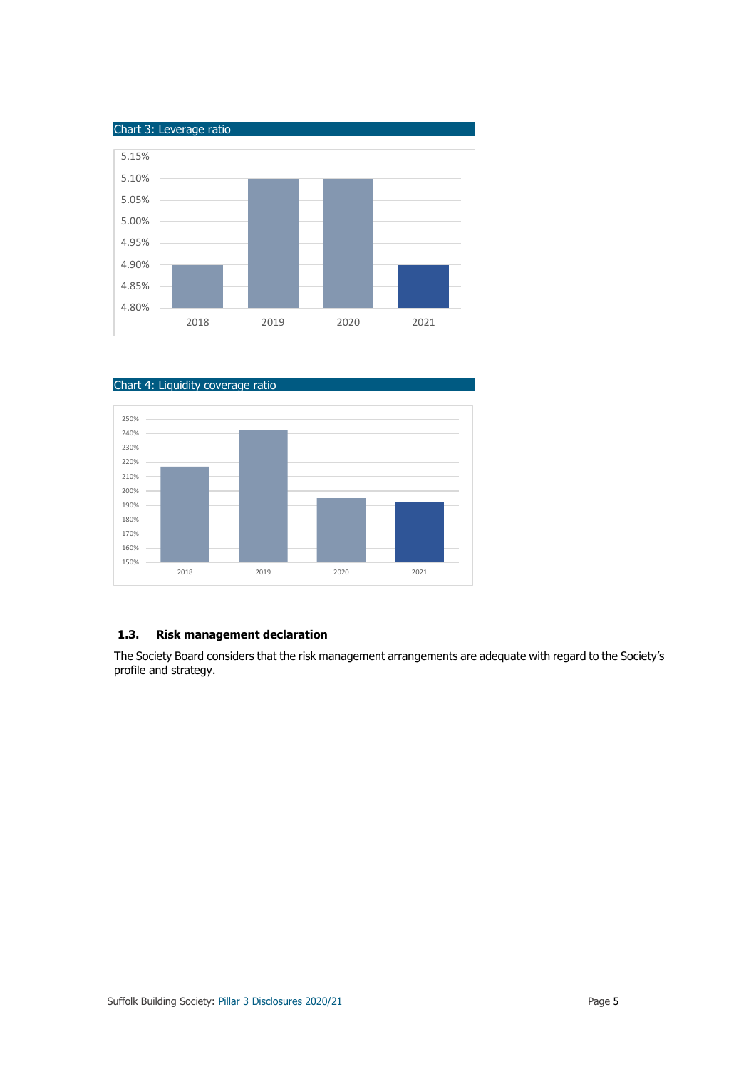Chart 3: Leverage ratio

Chart 4: Liquidity coverage ratio

### 1.3. Risk management declaration

The Society Board considers that the risk management arrangements are adequate with regard to the Society's profile and strategy.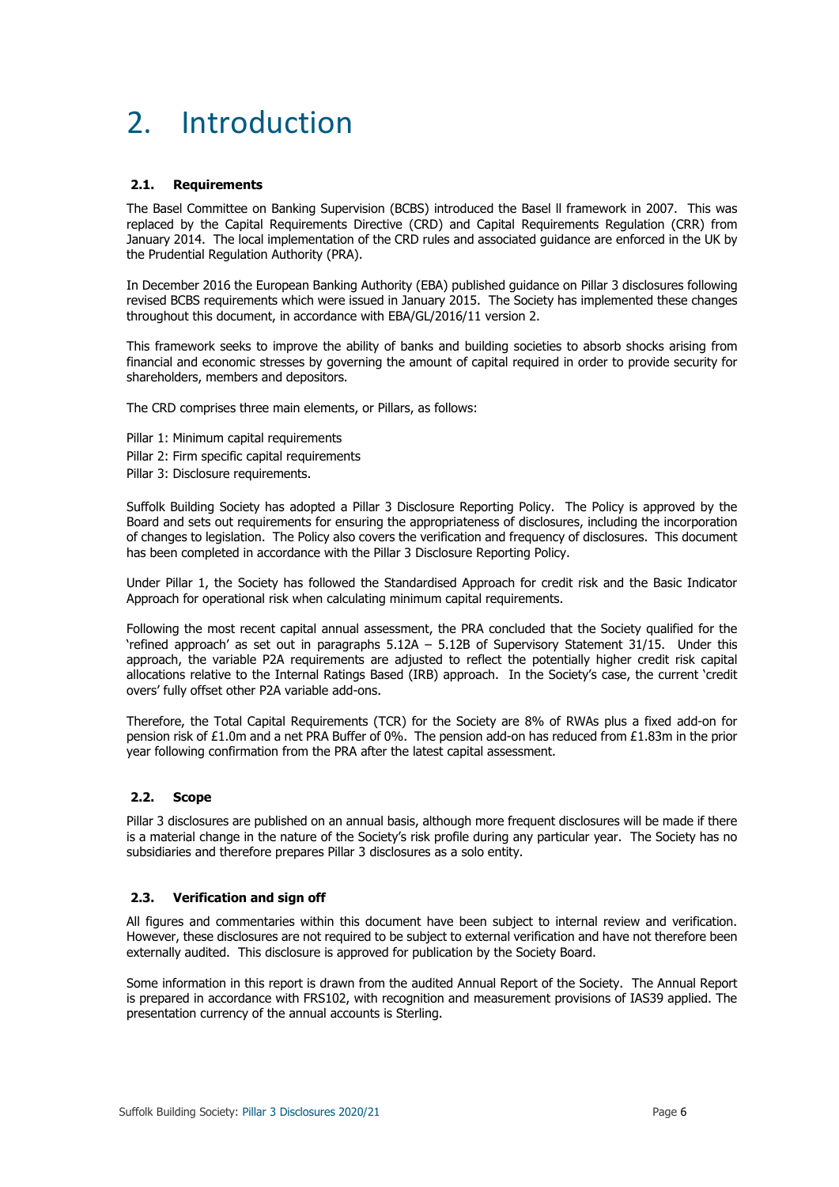# 2. Introduction

### 2.1. Requirements

The Basel Committee on Banking Supervision (BCBS) introduced the Basel ll framework in 2007. This was replaced by the Capital Requirements Directive (CRD) and Capital Requirements Regulation (CRR) from January 2014. The local implementation of the CRD rules and associated guidance are enforced in the UK by the Prudential Regulation Authority (PRA).

In December 2016 the European Banking Authority (EBA) published guidance on Pillar 3 disclosures following revised BCBS requirements which were issued in January 2015. The Society has implemented these changes throughout this document, in accordance with EBA/GL/2016/11 version 2.

This framework seeks to improve the ability of banks and building societies to absorb shocks arising from financial and economic stresses by governing the amount of capital required in order to provide security for shareholders, members and depositors.

The CRD comprises three main elements, or Pillars, as follows:

Pillar 1: Minimum capital requirements
Pillar 2: Firm specific capital requirements
Pillar 3: Disclosure requirements.

Suffolk Building Society has adopted a Pillar 3 Disclosure Reporting Policy. The Policy is approved by the Board and sets out requirements for ensuring the appropriateness of disclosures, including the incorporation of changes to legislation. The Policy also covers the verification and frequency of disclosures. This document has been completed in accordance with the Pillar 3 Disclosure Reporting Policy.

Under Pillar 1, the Society has followed the Standardised Approach for credit risk and the Basic Indicator Approach for operational risk when calculating minimum capital requirements.

Following the most recent capital annual assessment, the PRA concluded that the Society qualified for the 'refined approach' as set out in paragraphs 5.12A – 5.12B of Supervisory Statement 31/15. Under this approach, the variable P2A requirements are adjusted to reflect the potentially higher credit risk capital allocations relative to the Internal Ratings Based (IRB) approach. In the Society's case, the current 'credit overs' fully offset other P2A variable add-ons.

Therefore, the Total Capital Requirements (TCR) for the Society are 8% of RWAs plus a fixed add-on for pension risk of £1.0m and a net PRA Buffer of 0%. The pension add-on has reduced from £1.83m in the prior year following confirmation from the PRA after the latest capital assessment.

### 2.2. Scope

Pillar 3 disclosures are published on an annual basis, although more frequent disclosures will be made if there is a material change in the nature of the Society's risk profile during any particular year. The Society has no subsidiaries and therefore prepares Pillar 3 disclosures as a solo entity.

### 2.3. Verification and sign off

All figures and commentaries within this document have been subject to internal review and verification. However, these disclosures are not required to be subject to external verification and have not therefore been externally audited. This disclosure is approved for publication by the Society Board.

Some information in this report is drawn from the audited Annual Report of the Society. The Annual Report is prepared in accordance with FRS102, with recognition and measurement provisions of IAS39 applied. The presentation currency of the annual accounts is Sterling.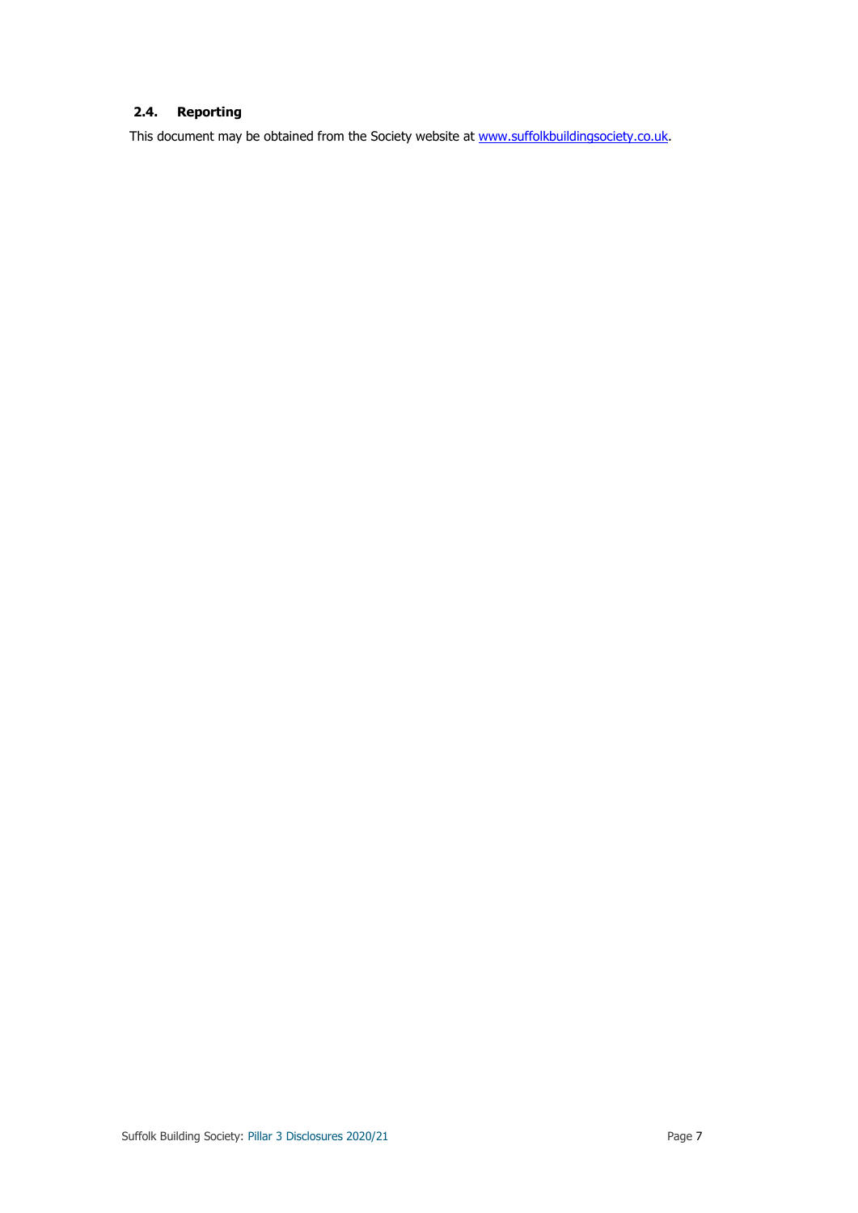### 2.4. Reporting

This document may be obtained from the Society website at www.suffolkbuildingsociety.co.uk.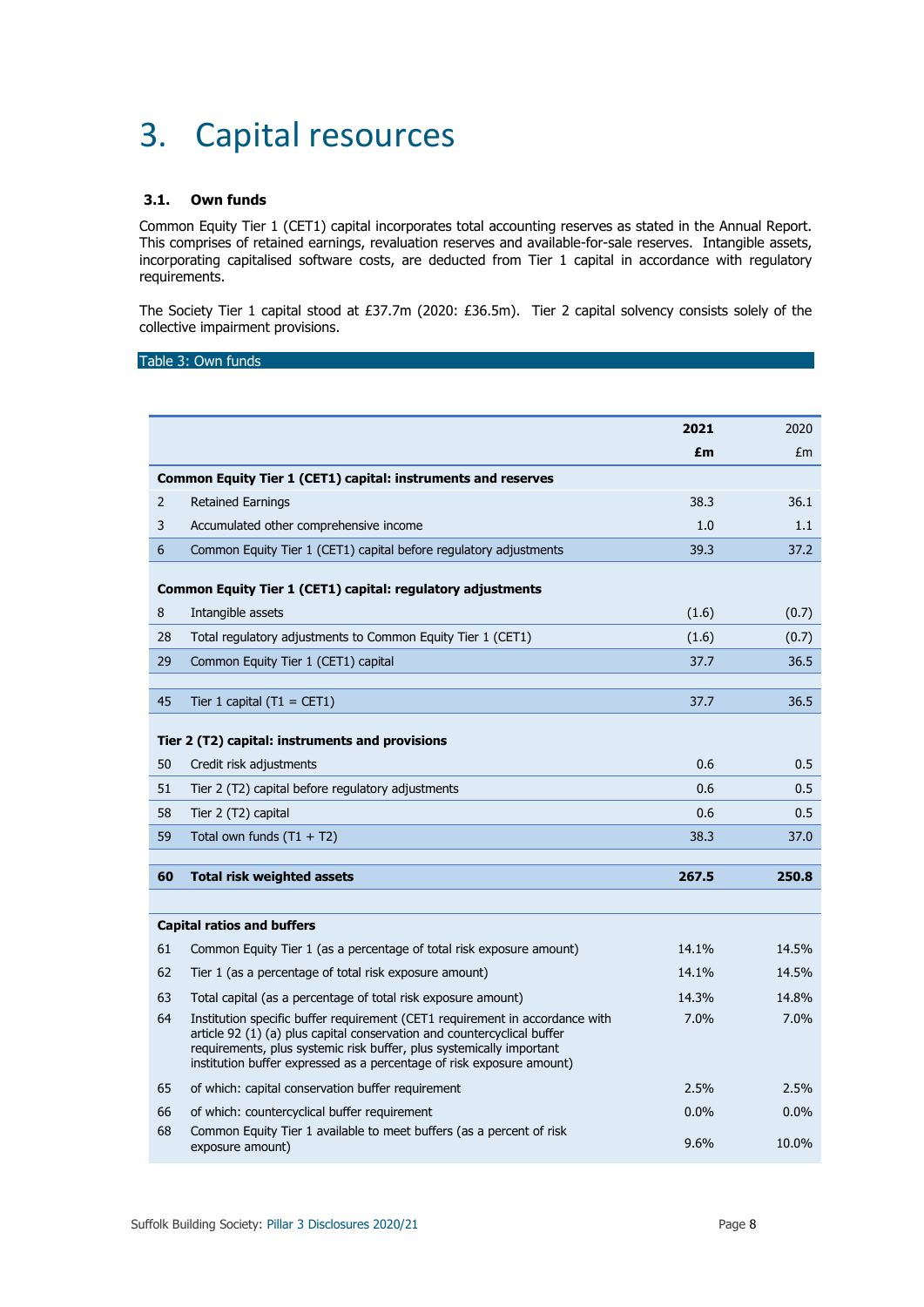# 3. Capital resources

## 3.1. Own funds

Common Equity Tier 1 (CET1) capital incorporates total accounting reserves as stated in the Annual Report. This comprises of retained earnings, revaluation reserves and available-for-sale reserves. Intangible assets, incorporating capitalised software costs, are deducted from Tier 1 capital in accordance with regulatory requirements.

The Society Tier 1 capital stood at £37.7m (2020: £36.5m). Tier 2 capital solvency consists solely of the collective impairment provisions.

Table 3: Own funds

| | | **2021** | 2020 |
|---|---|---|---|
| | | **£m** | £m |
| **Common Equity Tier 1 (CET1) capital: instruments and reserves** | | | |
| 2 | Retained Earnings | 38.3 | 36.1 |
| 3 | Accumulated other comprehensive income | 1.0 | 1.1 |
| 6 | Common Equity Tier 1 (CET1) capital before regulatory adjustments | 39.3 | 37.2 |
| **Common Equity Tier 1 (CET1) capital: regulatory adjustments** | | | |
| 8 | Intangible assets | (1.6) | (0.7) |
| 28 | Total regulatory adjustments to Common Equity Tier 1 (CET1) | (1.6) | (0.7) |
| 29 | Common Equity Tier 1 (CET1) capital | 37.7 | 36.5 |
| 45 | Tier 1 capital (T1 = CET1) | 37.7 | 36.5 |
| **Tier 2 (T2) capital: instruments and provisions** | | | |
| 50 | Credit risk adjustments | 0.6 | 0.5 |
| 51 | Tier 2 (T2) capital before regulatory adjustments | 0.6 | 0.5 |
| 58 | Tier 2 (T2) capital | 0.6 | 0.5 |
| 59 | Total own funds (T1 + T2) | 38.3 | 37.0 |
| **60** | **Total risk weighted assets** | **267.5** | **250.8** |
| **Capital ratios and buffers** | | | |
| 61 | Common Equity Tier 1 (as a percentage of total risk exposure amount) | 14.1% | 14.5% |
| 62 | Tier 1 (as a percentage of total risk exposure amount) | 14.1% | 14.5% |
| 63 | Total capital (as a percentage of total risk exposure amount) | 14.3% | 14.8% |
| 64 | Institution specific buffer requirement (CET1 requirement in accordance with article 92 (1) (a) plus capital conservation and countercyclical buffer requirements, plus systemic risk buffer, plus systemically important institution buffer expressed as a percentage of risk exposure amount) | 7.0% | 7.0% |
| 65 | of which: capital conservation buffer requirement | 2.5% | 2.5% |
| 66 | of which: countercyclical buffer requirement | 0.0% | 0.0% |
| 68 | Common Equity Tier 1 available to meet buffers (as a percent of risk exposure amount) | 9.6% | 10.0% |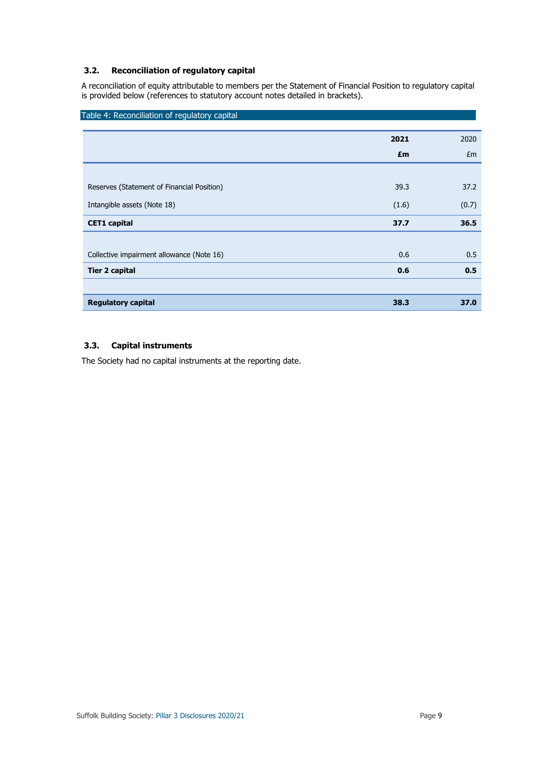### 3.2. Reconciliation of regulatory capital

A reconciliation of equity attributable to members per the Statement of Financial Position to regulatory capital is provided below (references to statutory account notes detailed in brackets).

Table 4: Reconciliation of regulatory capital

| | **2021** | 2020 |
|---|---|---|
| | **£m** | £m |
| Reserves (Statement of Financial Position) | 39.3 | 37.2 |
| Intangible assets (Note 18) | (1.6) | (0.7) |
| **CET1 capital** | **37.7** | **36.5** |
| Collective impairment allowance (Note 16) | 0.6 | 0.5 |
| **Tier 2 capital** | **0.6** | **0.5** |
| **Regulatory capital** | **38.3** | **37.0** |

### 3.3. Capital instruments

The Society had no capital instruments at the reporting date.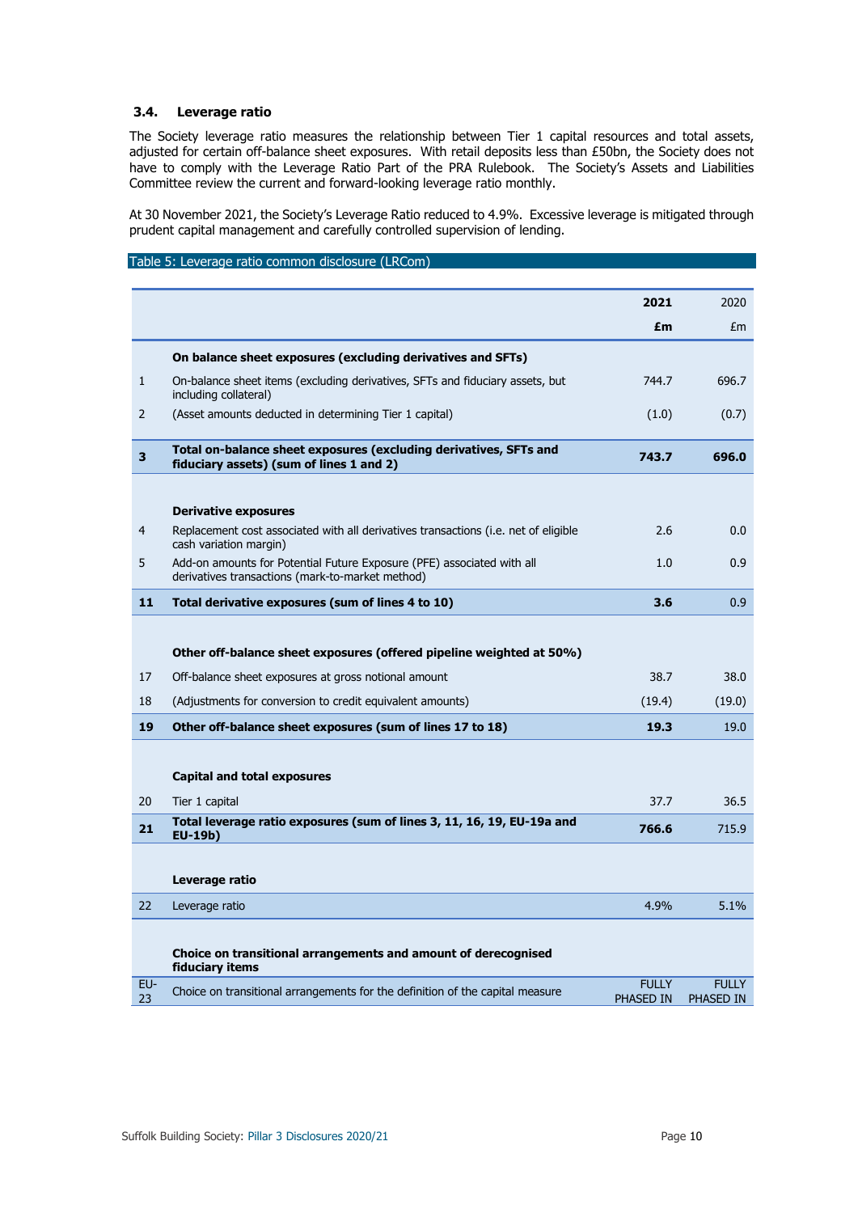### 3.4. Leverage ratio

The Society leverage ratio measures the relationship between Tier 1 capital resources and total assets, adjusted for certain off-balance sheet exposures. With retail deposits less than £50bn, the Society does not have to comply with the Leverage Ratio Part of the PRA Rulebook. The Society's Assets and Liabilities Committee review the current and forward-looking leverage ratio monthly.

At 30 November 2021, the Society's Leverage Ratio reduced to 4.9%. Excessive leverage is mitigated through prudent capital management and carefully controlled supervision of lending.

Table 5: Leverage ratio common disclosure (LRCom)

| | | **2021** | 2020 |
|---|---|---|---|
| | | **£m** | £m |
| | **On balance sheet exposures (excluding derivatives and SFTs)** | | |
| 1 | On-balance sheet items (excluding derivatives, SFTs and fiduciary assets, but including collateral) | 744.7 | 696.7 |
| 2 | (Asset amounts deducted in determining Tier 1 capital) | (1.0) | (0.7) |
| **3** | **Total on-balance sheet exposures (excluding derivatives, SFTs and fiduciary assets) (sum of lines 1 and 2)** | **743.7** | **696.0** |
| | **Derivative exposures** | | |
| 4 | Replacement cost associated with all derivatives transactions (i.e. net of eligible cash variation margin) | 2.6 | 0.0 |
| 5 | Add-on amounts for Potential Future Exposure (PFE) associated with all derivatives transactions (mark-to-market method) | 1.0 | 0.9 |
| **11** | **Total derivative exposures (sum of lines 4 to 10)** | **3.6** | 0.9 |
| | **Other off-balance sheet exposures (offered pipeline weighted at 50%)** | | |
| 17 | Off-balance sheet exposures at gross notional amount | 38.7 | 38.0 |
| 18 | (Adjustments for conversion to credit equivalent amounts) | (19.4) | (19.0) |
| **19** | **Other off-balance sheet exposures (sum of lines 17 to 18)** | **19.3** | 19.0 |
| | **Capital and total exposures** | | |
| 20 | Tier 1 capital | 37.7 | 36.5 |
| **21** | **Total leverage ratio exposures (sum of lines 3, 11, 16, 19, EU-19a and EU-19b)** | **766.6** | 715.9 |
| | **Leverage ratio** | | |
| 22 | Leverage ratio | 4.9% | 5.1% |
| | **Choice on transitional arrangements and amount of derecognised fiduciary items** | | |
| EU-23 | Choice on transitional arrangements for the definition of the capital measure | FULLY PHASED IN | FULLY PHASED IN |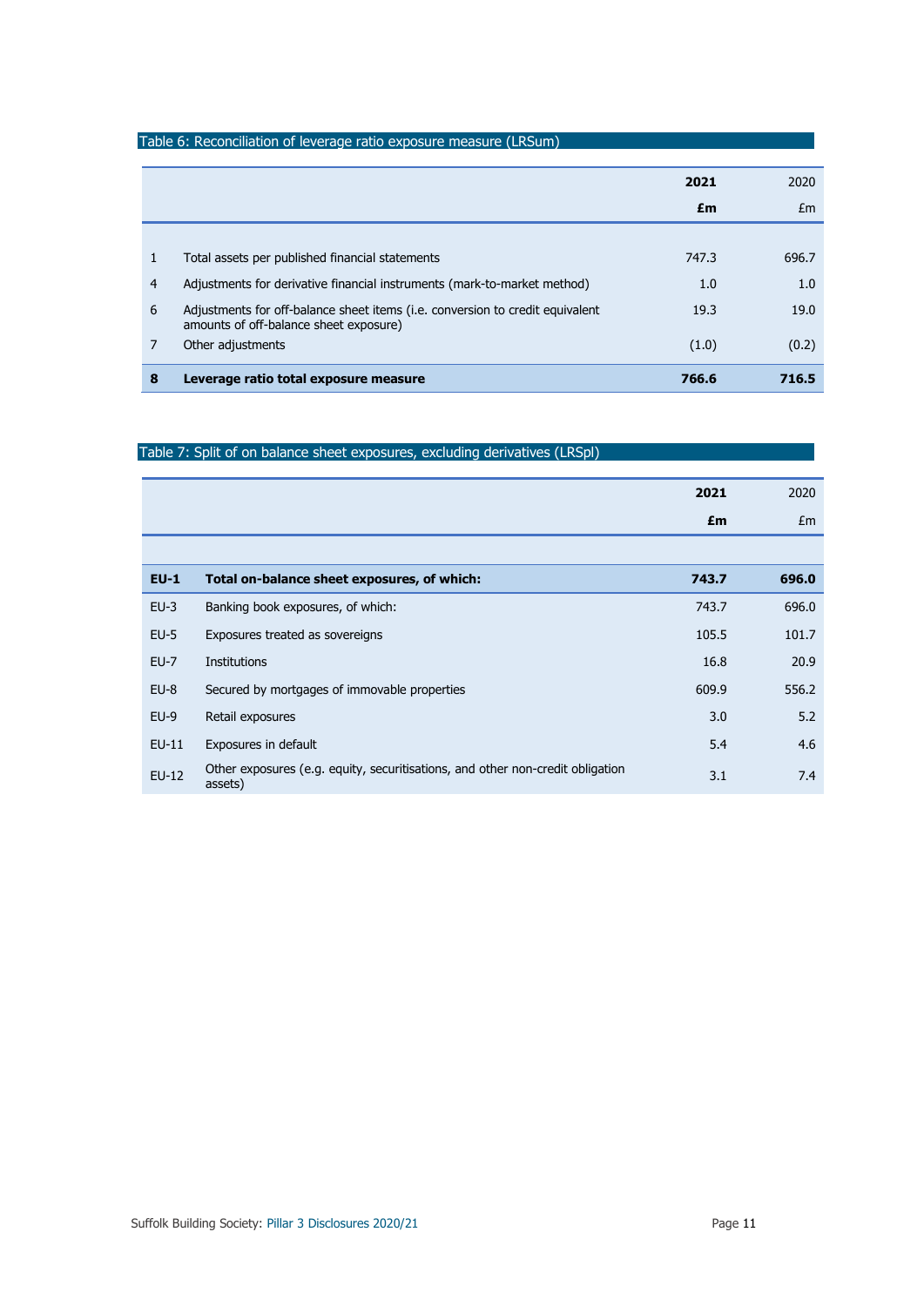Table 6: Reconciliation of leverage ratio exposure measure (LRSum)

| | | **2021** | 2020 |
|---|---|---|---|
| | | **£m** | £m |
| 1 | Total assets per published financial statements | 747.3 | 696.7 |
| 4 | Adjustments for derivative financial instruments (mark-to-market method) | 1.0 | 1.0 |
| 6 | Adjustments for off-balance sheet items (i.e. conversion to credit equivalent amounts of off-balance sheet exposure) | 19.3 | 19.0 |
| 7 | Other adjustments | (1.0) | (0.2) |
| **8** | **Leverage ratio total exposure measure** | **766.6** | **716.5** |

Table 7: Split of on balance sheet exposures, excluding derivatives (LRSpl)

| | | **2021** | 2020 |
|---|---|---|---|
| | | **£m** | £m |
| **EU-1** | **Total on-balance sheet exposures, of which:** | **743.7** | **696.0** |
| EU-3 | Banking book exposures, of which: | 743.7 | 696.0 |
| EU-5 | Exposures treated as sovereigns | 105.5 | 101.7 |
| EU-7 | Institutions | 16.8 | 20.9 |
| EU-8 | Secured by mortgages of immovable properties | 609.9 | 556.2 |
| EU-9 | Retail exposures | 3.0 | 5.2 |
| EU-11 | Exposures in default | 5.4 | 4.6 |
| EU-12 | Other exposures (e.g. equity, securitisations, and other non-credit obligation assets) | 3.1 | 7.4 |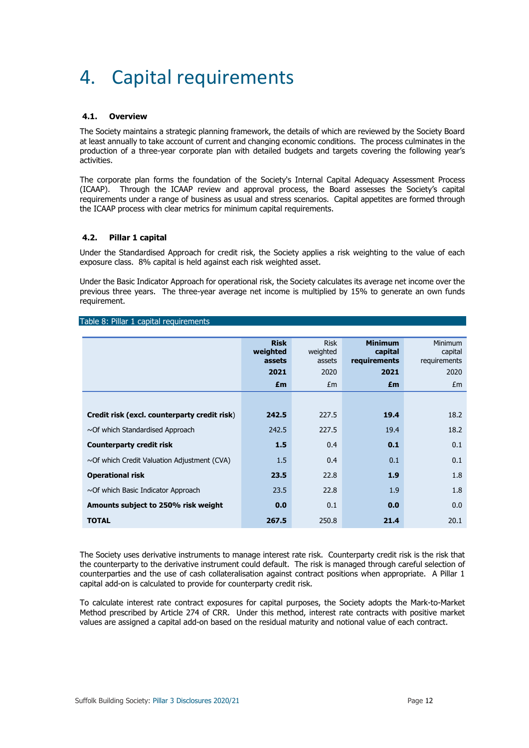# 4. Capital requirements

### 4.1. Overview

The Society maintains a strategic planning framework, the details of which are reviewed by the Society Board at least annually to take account of current and changing economic conditions. The process culminates in the production of a three-year corporate plan with detailed budgets and targets covering the following year's activities.

The corporate plan forms the foundation of the Society's Internal Capital Adequacy Assessment Process (ICAAP). Through the ICAAP review and approval process, the Board assesses the Society's capital requirements under a range of business as usual and stress scenarios. Capital appetites are formed through the ICAAP process with clear metrics for minimum capital requirements.

### 4.2. Pillar 1 capital

Under the Standardised Approach for credit risk, the Society applies a risk weighting to the value of each exposure class. 8% capital is held against each risk weighted asset.

Under the Basic Indicator Approach for operational risk, the Society calculates its average net income over the previous three years. The three-year average net income is multiplied by 15% to generate an own funds requirement.

Table 8: Pillar 1 capital requirements

| | **Risk weighted assets 2021 £m** | Risk weighted assets 2020 £m | **Minimum capital requirements 2021 £m** | Minimum capital requirements 2020 £m |
|---|---|---|---|---|
| **Credit risk (excl. counterparty credit risk)** | **242.5** | 227.5 | **19.4** | 18.2 |
| ~Of which Standardised Approach | 242.5 | 227.5 | 19.4 | 18.2 |
| **Counterparty credit risk** | **1.5** | 0.4 | **0.1** | 0.1 |
| ~Of which Credit Valuation Adjustment (CVA) | 1.5 | 0.4 | 0.1 | 0.1 |
| **Operational risk** | **23.5** | 22.8 | **1.9** | 1.8 |
| ~Of which Basic Indicator Approach | 23.5 | 22.8 | 1.9 | 1.8 |
| **Amounts subject to 250% risk weight** | **0.0** | 0.1 | **0.0** | 0.0 |
| **TOTAL** | **267.5** | 250.8 | **21.4** | 20.1 |

The Society uses derivative instruments to manage interest rate risk. Counterparty credit risk is the risk that the counterparty to the derivative instrument could default. The risk is managed through careful selection of counterparties and the use of cash collateralisation against contract positions when appropriate. A Pillar 1 capital add-on is calculated to provide for counterparty credit risk.

To calculate interest rate contract exposures for capital purposes, the Society adopts the Mark-to-Market Method prescribed by Article 274 of CRR. Under this method, interest rate contracts with positive market values are assigned a capital add-on based on the residual maturity and notional value of each contract.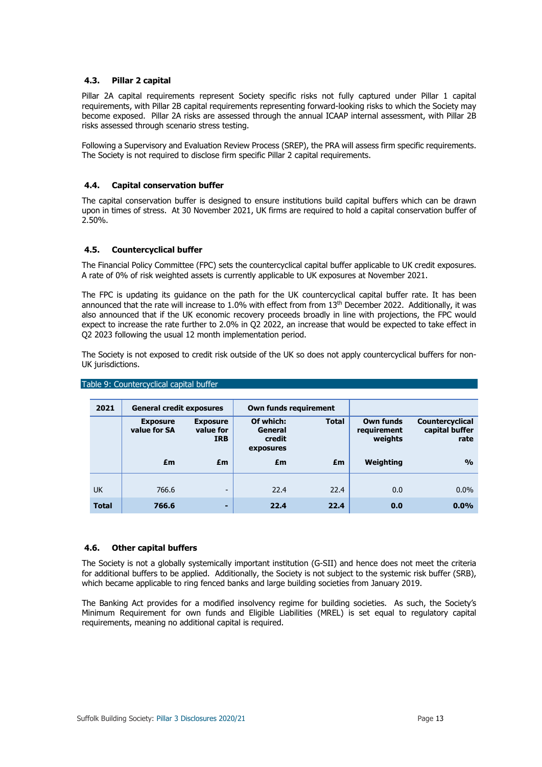### 4.3. Pillar 2 capital

Pillar 2A capital requirements represent Society specific risks not fully captured under Pillar 1 capital requirements, with Pillar 2B capital requirements representing forward-looking risks to which the Society may become exposed. Pillar 2A risks are assessed through the annual ICAAP internal assessment, with Pillar 2B risks assessed through scenario stress testing.

Following a Supervisory and Evaluation Review Process (SREP), the PRA will assess firm specific requirements. The Society is not required to disclose firm specific Pillar 2 capital requirements.

### 4.4. Capital conservation buffer

The capital conservation buffer is designed to ensure institutions build capital buffers which can be drawn upon in times of stress. At 30 November 2021, UK firms are required to hold a capital conservation buffer of 2.50%.

### 4.5. Countercyclical buffer

The Financial Policy Committee (FPC) sets the countercyclical capital buffer applicable to UK credit exposures. A rate of 0% of risk weighted assets is currently applicable to UK exposures at November 2021.

The FPC is updating its guidance on the path for the UK countercyclical capital buffer rate. It has been announced that the rate will increase to 1.0% with effect from from 13th December 2022. Additionally, it was also announced that if the UK economic recovery proceeds broadly in line with projections, the FPC would expect to increase the rate further to 2.0% in Q2 2022, an increase that would be expected to take effect in Q2 2023 following the usual 12 month implementation period.

The Society is not exposed to credit risk outside of the UK so does not apply countercyclical buffers for non-UK jurisdictions.

Table 9: Countercyclical capital buffer

| 2021 | General credit exposures | | Own funds requirement | | | |
|---|---|---|---|---|---|---|
| | Exposure value for SA | Exposure value for IRB | Of which: General credit exposures | Total | Own funds requirement weights | Countercyclical capital buffer rate |
| | £m | £m | £m | £m | Weighting | % |
| UK | 766.6 | - | 22.4 | 22.4 | 0.0 | 0.0% |
| **Total** | **766.6** | **-** | **22.4** | **22.4** | **0.0** | **0.0%** |

### 4.6. Other capital buffers

The Society is not a globally systemically important institution (G-SII) and hence does not meet the criteria for additional buffers to be applied. Additionally, the Society is not subject to the systemic risk buffer (SRB), which became applicable to ring fenced banks and large building societies from January 2019.

The Banking Act provides for a modified insolvency regime for building societies. As such, the Society's Minimum Requirement for own funds and Eligible Liabilities (MREL) is set equal to regulatory capital requirements, meaning no additional capital is required.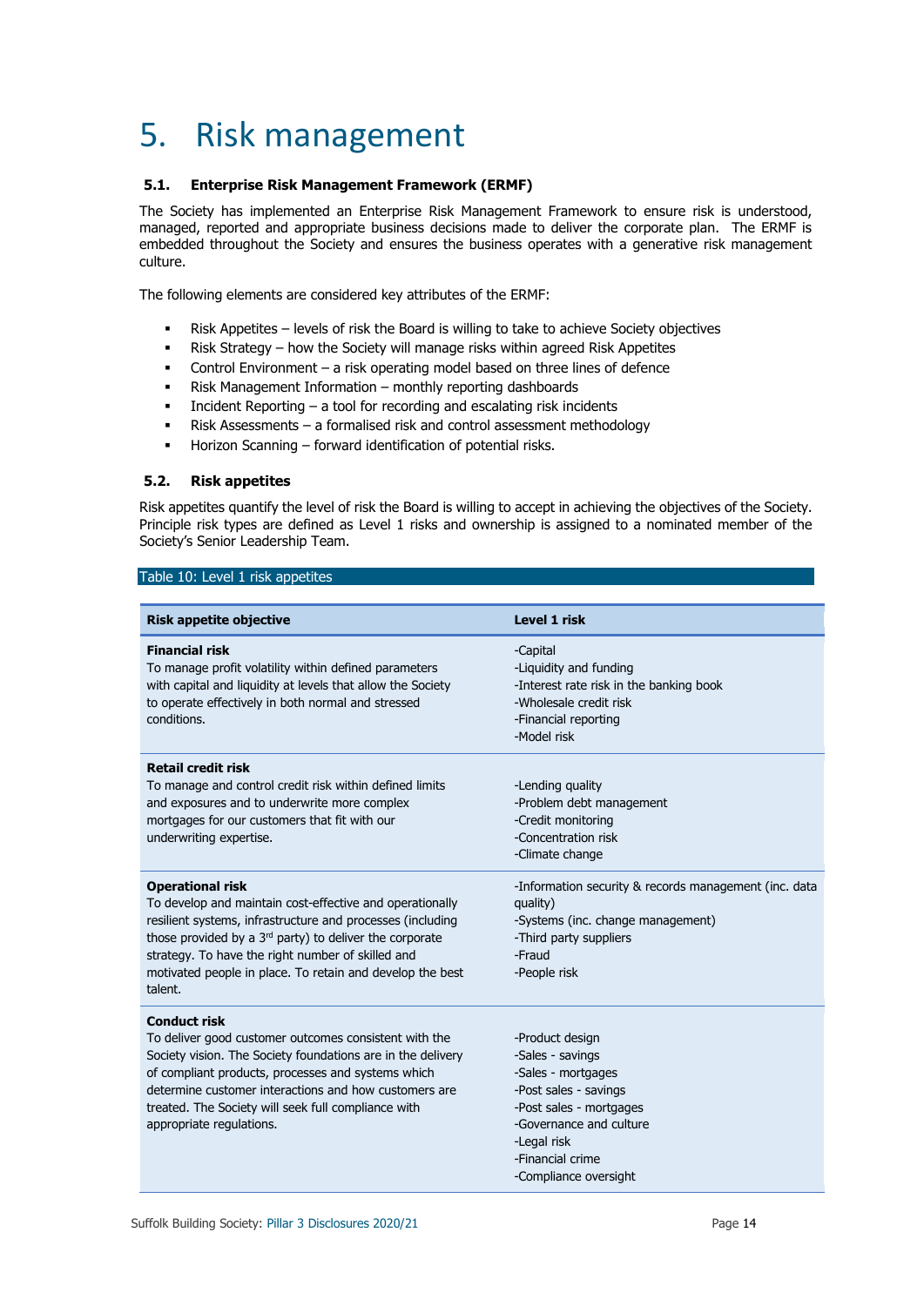# 5. Risk management

### 5.1. Enterprise Risk Management Framework (ERMF)

The Society has implemented an Enterprise Risk Management Framework to ensure risk is understood, managed, reported and appropriate business decisions made to deliver the corporate plan. The ERMF is embedded throughout the Society and ensures the business operates with a generative risk management culture.

The following elements are considered key attributes of the ERMF:

- Risk Appetites – levels of risk the Board is willing to take to achieve Society objectives
- Risk Strategy – how the Society will manage risks within agreed Risk Appetites
- Control Environment – a risk operating model based on three lines of defence
- Risk Management Information – monthly reporting dashboards
- Incident Reporting – a tool for recording and escalating risk incidents
- Risk Assessments – a formalised risk and control assessment methodology
- Horizon Scanning – forward identification of potential risks.

### 5.2. Risk appetites

Risk appetites quantify the level of risk the Board is willing to accept in achieving the objectives of the Society. Principle risk types are defined as Level 1 risks and ownership is assigned to a nominated member of the Society's Senior Leadership Team.

Table 10: Level 1 risk appetites

| Risk appetite objective | Level 1 risk |
|---|---|
| **Financial risk**<br>To manage profit volatility within defined parameters with capital and liquidity at levels that allow the Society to operate effectively in both normal and stressed conditions. | -Capital<br>-Liquidity and funding<br>-Interest rate risk in the banking book<br>-Wholesale credit risk<br>-Financial reporting<br>-Model risk |
| **Retail credit risk**<br>To manage and control credit risk within defined limits and exposures and to underwrite more complex mortgages for our customers that fit with our underwriting expertise. | -Lending quality<br>-Problem debt management<br>-Credit monitoring<br>-Concentration risk<br>-Climate change |
| **Operational risk**<br>To develop and maintain cost-effective and operationally resilient systems, infrastructure and processes (including those provided by a 3rd party) to deliver the corporate strategy. To have the right number of skilled and motivated people in place. To retain and develop the best talent. | -Information security & records management (inc. data quality)<br>-Systems (inc. change management)<br>-Third party suppliers<br>-Fraud<br>-People risk |
| **Conduct risk**<br>To deliver good customer outcomes consistent with the Society vision. The Society foundations are in the delivery of compliant products, processes and systems which determine customer interactions and how customers are treated. The Society will seek full compliance with appropriate regulations. | -Product design<br>-Sales - savings<br>-Sales - mortgages<br>-Post sales - savings<br>-Post sales - mortgages<br>-Governance and culture<br>-Legal risk<br>-Financial crime<br>-Compliance oversight |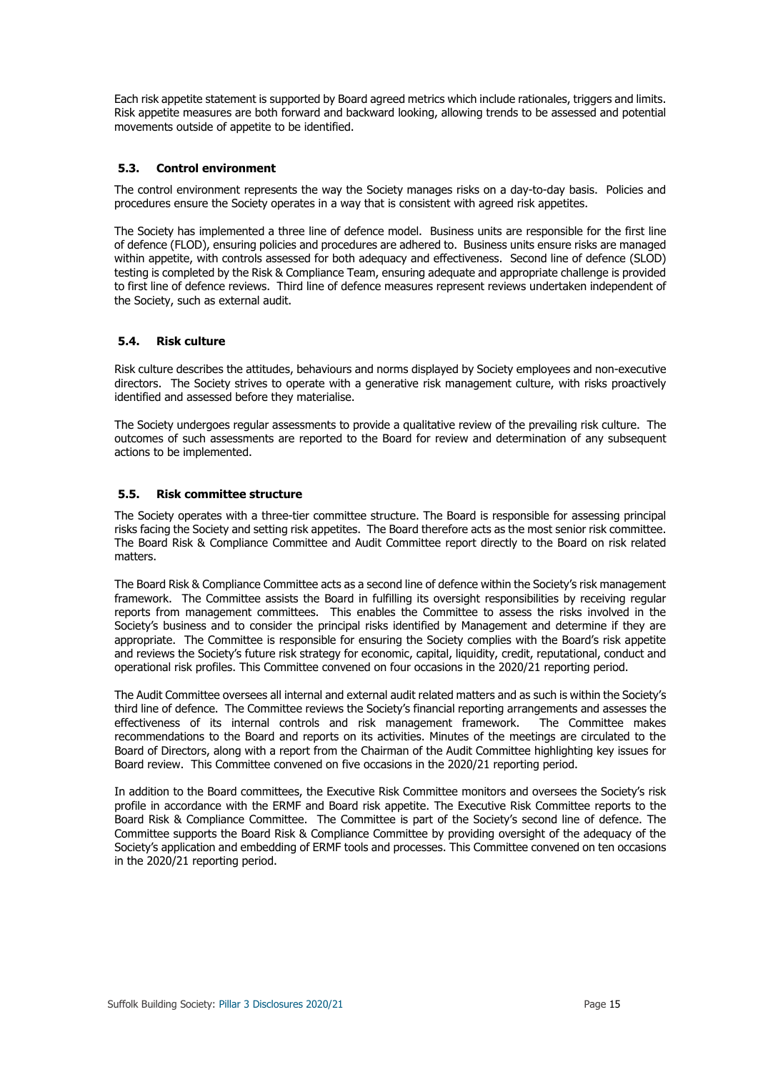Each risk appetite statement is supported by Board agreed metrics which include rationales, triggers and limits. Risk appetite measures are both forward and backward looking, allowing trends to be assessed and potential movements outside of appetite to be identified.

### 5.3. Control environment

The control environment represents the way the Society manages risks on a day-to-day basis. Policies and procedures ensure the Society operates in a way that is consistent with agreed risk appetites.

The Society has implemented a three line of defence model. Business units are responsible for the first line of defence (FLOD), ensuring policies and procedures are adhered to. Business units ensure risks are managed within appetite, with controls assessed for both adequacy and effectiveness. Second line of defence (SLOD) testing is completed by the Risk & Compliance Team, ensuring adequate and appropriate challenge is provided to first line of defence reviews. Third line of defence measures represent reviews undertaken independent of the Society, such as external audit.

### 5.4. Risk culture

Risk culture describes the attitudes, behaviours and norms displayed by Society employees and non-executive directors. The Society strives to operate with a generative risk management culture, with risks proactively identified and assessed before they materialise.

The Society undergoes regular assessments to provide a qualitative review of the prevailing risk culture. The outcomes of such assessments are reported to the Board for review and determination of any subsequent actions to be implemented.

### 5.5. Risk committee structure

The Society operates with a three-tier committee structure. The Board is responsible for assessing principal risks facing the Society and setting risk appetites. The Board therefore acts as the most senior risk committee. The Board Risk & Compliance Committee and Audit Committee report directly to the Board on risk related matters.

The Board Risk & Compliance Committee acts as a second line of defence within the Society's risk management framework. The Committee assists the Board in fulfilling its oversight responsibilities by receiving regular reports from management committees. This enables the Committee to assess the risks involved in the Society's business and to consider the principal risks identified by Management and determine if they are appropriate. The Committee is responsible for ensuring the Society complies with the Board's risk appetite and reviews the Society's future risk strategy for economic, capital, liquidity, credit, reputational, conduct and operational risk profiles. This Committee convened on four occasions in the 2020/21 reporting period.

The Audit Committee oversees all internal and external audit related matters and as such is within the Society's third line of defence. The Committee reviews the Society's financial reporting arrangements and assesses the effectiveness of its internal controls and risk management framework. The Committee makes recommendations to the Board and reports on its activities. Minutes of the meetings are circulated to the Board of Directors, along with a report from the Chairman of the Audit Committee highlighting key issues for Board review. This Committee convened on five occasions in the 2020/21 reporting period.

In addition to the Board committees, the Executive Risk Committee monitors and oversees the Society's risk profile in accordance with the ERMF and Board risk appetite. The Executive Risk Committee reports to the Board Risk & Compliance Committee. The Committee is part of the Society's second line of defence. The Committee supports the Board Risk & Compliance Committee by providing oversight of the adequacy of the Society's application and embedding of ERMF tools and processes. This Committee convened on ten occasions in the 2020/21 reporting period.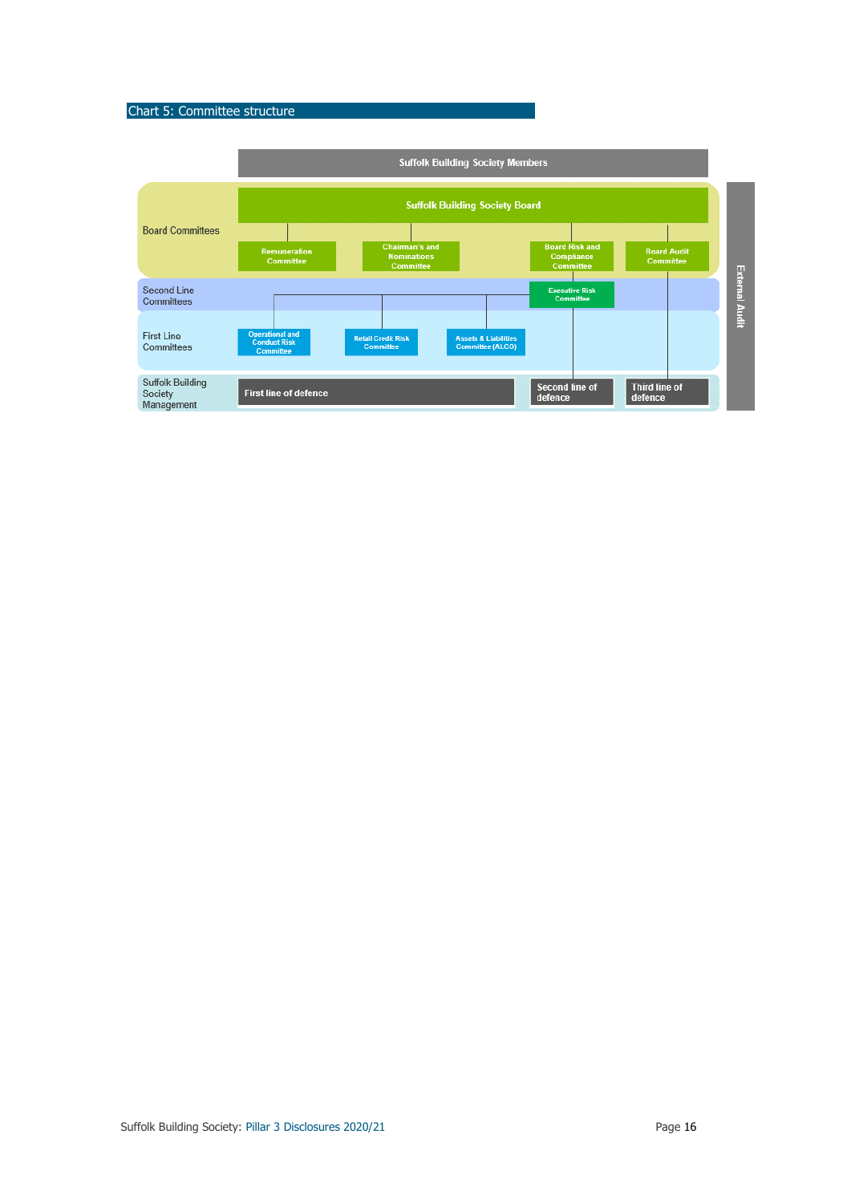Chart 5: Committee structure

Suffolk Building Society Members

Board Committees

Suffolk Building Society Board

Remuneration Committee

Chairman's and Nominations Committee

Board Risk and Compliance Committee

Board Audit Committee

Second Line Committees

Executive Risk Committee

First Line Committees

Operational and Conduct Risk Committee

Retail Credit Risk Committee

Assets & Liabilities Committee (ALCO)

Suffolk Building Society Management

First line of defence

Second line of defence

Third line of defence

External Audit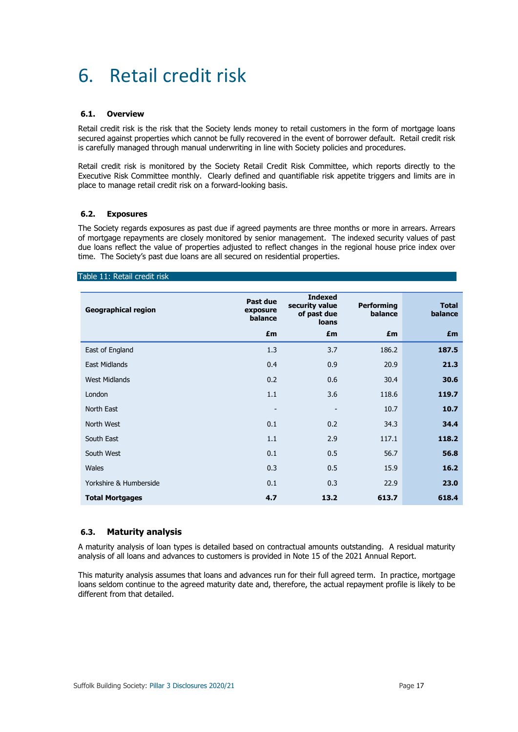# 6. Retail credit risk

### 6.1. Overview

Retail credit risk is the risk that the Society lends money to retail customers in the form of mortgage loans secured against properties which cannot be fully recovered in the event of borrower default. Retail credit risk is carefully managed through manual underwriting in line with Society policies and procedures.

Retail credit risk is monitored by the Society Retail Credit Risk Committee, which reports directly to the Executive Risk Committee monthly. Clearly defined and quantifiable risk appetite triggers and limits are in place to manage retail credit risk on a forward-looking basis.

### 6.2. Exposures

The Society regards exposures as past due if agreed payments are three months or more in arrears. Arrears of mortgage repayments are closely monitored by senior management. The indexed security values of past due loans reflect the value of properties adjusted to reflect changes in the regional house price index over time. The Society's past due loans are all secured on residential properties.

Table 11: Retail credit risk

| Geographical region | Past due exposure balance | Indexed security value of past due loans | Performing balance | Total balance |
|---|---|---|---|---|
| | £m | £m | £m | £m |
| East of England | 1.3 | 3.7 | 186.2 | **187.5** |
| East Midlands | 0.4 | 0.9 | 20.9 | **21.3** |
| West Midlands | 0.2 | 0.6 | 30.4 | **30.6** |
| London | 1.1 | 3.6 | 118.6 | **119.7** |
| North East | - | - | 10.7 | **10.7** |
| North West | 0.1 | 0.2 | 34.3 | **34.4** |
| South East | 1.1 | 2.9 | 117.1 | **118.2** |
| South West | 0.1 | 0.5 | 56.7 | **56.8** |
| Wales | 0.3 | 0.5 | 15.9 | **16.2** |
| Yorkshire & Humberside | 0.1 | 0.3 | 22.9 | **23.0** |
| **Total Mortgages** | **4.7** | **13.2** | **613.7** | **618.4** |

### 6.3. Maturity analysis

A maturity analysis of loan types is detailed based on contractual amounts outstanding. A residual maturity analysis of all loans and advances to customers is provided in Note 15 of the 2021 Annual Report.

This maturity analysis assumes that loans and advances run for their full agreed term. In practice, mortgage loans seldom continue to the agreed maturity date and, therefore, the actual repayment profile is likely to be different from that detailed.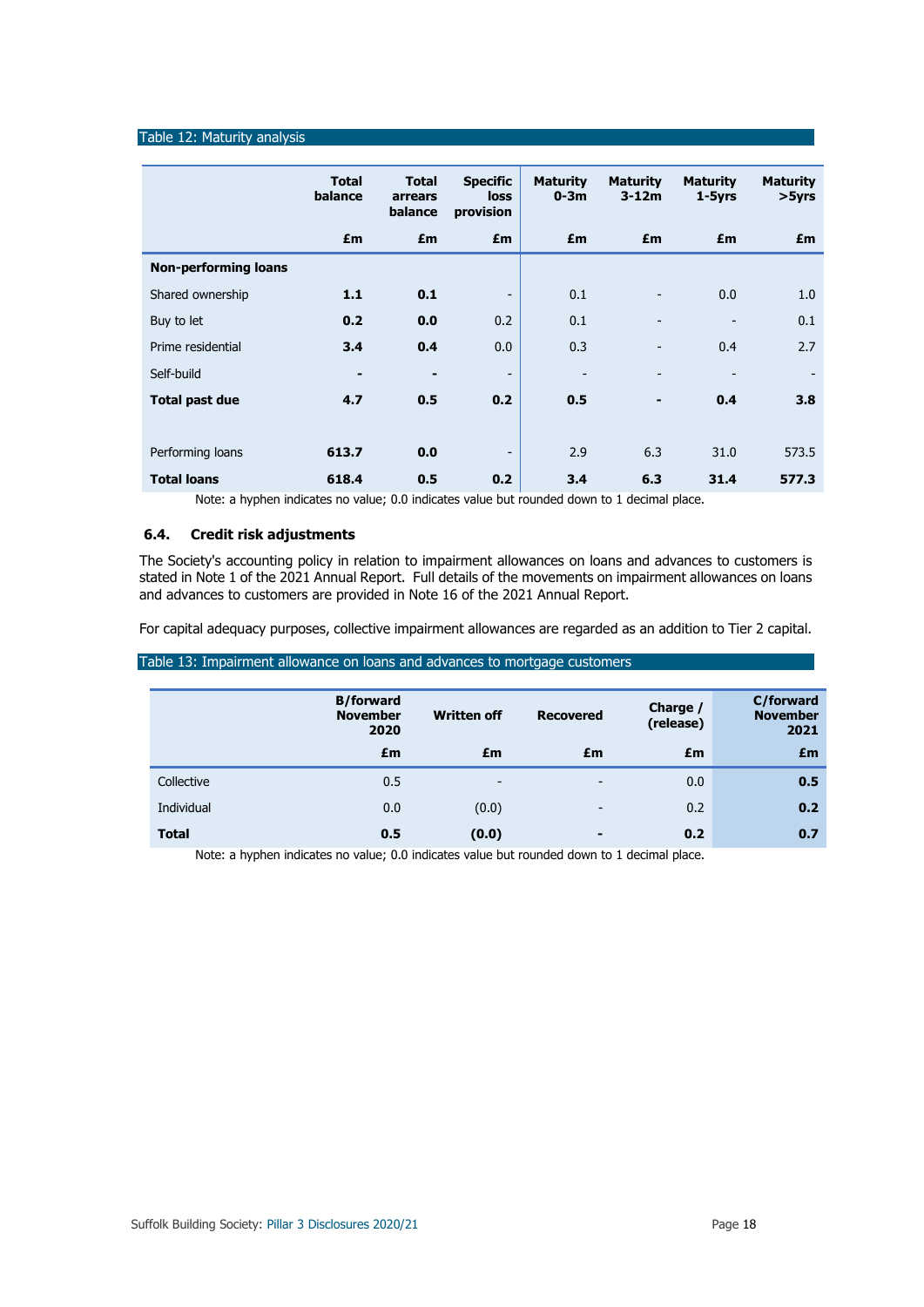Table 12: Maturity analysis

| | Total balance | Total arrears balance | Specific loss provision | Maturity 0-3m | Maturity 3-12m | Maturity 1-5yrs | Maturity >5yrs |
|---|---|---|---|---|---|---|---|
| | £m | £m | £m | £m | £m | £m | £m |
| **Non-performing loans** | | | | | | | |
| Shared ownership | **1.1** | **0.1** | - | 0.1 | - | 0.0 | 1.0 |
| Buy to let | **0.2** | **0.0** | 0.2 | 0.1 | - | - | 0.1 |
| Prime residential | **3.4** | **0.4** | 0.0 | 0.3 | - | 0.4 | 2.7 |
| Self-build | **-** | **-** | - | - | - | - | - |
| **Total past due** | **4.7** | **0.5** | **0.2** | **0.5** | **-** | **0.4** | **3.8** |
| | | | | | | | |
| Performing loans | **613.7** | **0.0** | - | 2.9 | 6.3 | 31.0 | 573.5 |
| **Total loans** | **618.4** | **0.5** | **0.2** | **3.4** | **6.3** | **31.4** | **577.3** |

Note: a hyphen indicates no value; 0.0 indicates value but rounded down to 1 decimal place.

### 6.4. Credit risk adjustments

The Society's accounting policy in relation to impairment allowances on loans and advances to customers is stated in Note 1 of the 2021 Annual Report. Full details of the movements on impairment allowances on loans and advances to customers are provided in Note 16 of the 2021 Annual Report.

For capital adequacy purposes, collective impairment allowances are regarded as an addition to Tier 2 capital.

Table 13: Impairment allowance on loans and advances to mortgage customers

| | B/forward November 2020 | Written off | Recovered | Charge / (release) | C/forward November 2021 |
|---|---|---|---|---|---|
| | £m | £m | £m | £m | £m |
| Collective | 0.5 | - | - | 0.0 | **0.5** |
| Individual | 0.0 | (0.0) | - | 0.2 | **0.2** |
| **Total** | **0.5** | **(0.0)** | **-** | **0.2** | **0.7** |

Note: a hyphen indicates no value; 0.0 indicates value but rounded down to 1 decimal place.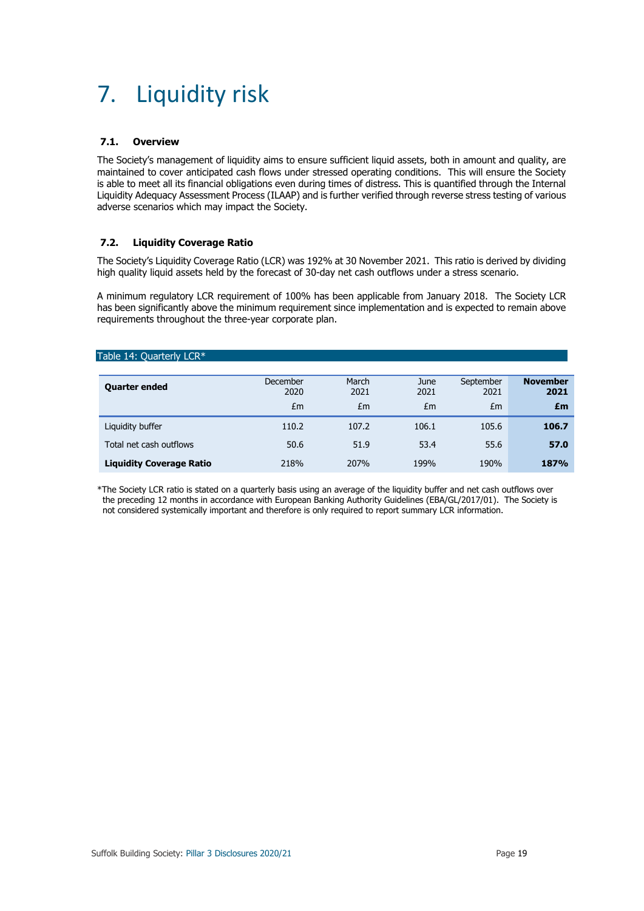# 7. Liquidity risk

### 7.1. Overview

The Society's management of liquidity aims to ensure sufficient liquid assets, both in amount and quality, are maintained to cover anticipated cash flows under stressed operating conditions. This will ensure the Society is able to meet all its financial obligations even during times of distress. This is quantified through the Internal Liquidity Adequacy Assessment Process (ILAAP) and is further verified through reverse stress testing of various adverse scenarios which may impact the Society.

### 7.2. Liquidity Coverage Ratio

The Society's Liquidity Coverage Ratio (LCR) was 192% at 30 November 2021. This ratio is derived by dividing high quality liquid assets held by the forecast of 30-day net cash outflows under a stress scenario.

A minimum regulatory LCR requirement of 100% has been applicable from January 2018. The Society LCR has been significantly above the minimum requirement since implementation and is expected to remain above requirements throughout the three-year corporate plan.

Table 14: Quarterly LCR*

| **Quarter ended** | December 2020 £m | March 2021 £m | June 2021 £m | September 2021 £m | **November 2021 £m** |
|---|---|---|---|---|---|
| Liquidity buffer | 110.2 | 107.2 | 106.1 | 105.6 | **106.7** |
| Total net cash outflows | 50.6 | 51.9 | 53.4 | 55.6 | **57.0** |
| **Liquidity Coverage Ratio** | 218% | 207% | 199% | 190% | **187%** |

*The Society LCR ratio is stated on a quarterly basis using an average of the liquidity buffer and net cash outflows over the preceding 12 months in accordance with European Banking Authority Guidelines (EBA/GL/2017/01). The Society is not considered systemically important and therefore is only required to report summary LCR information.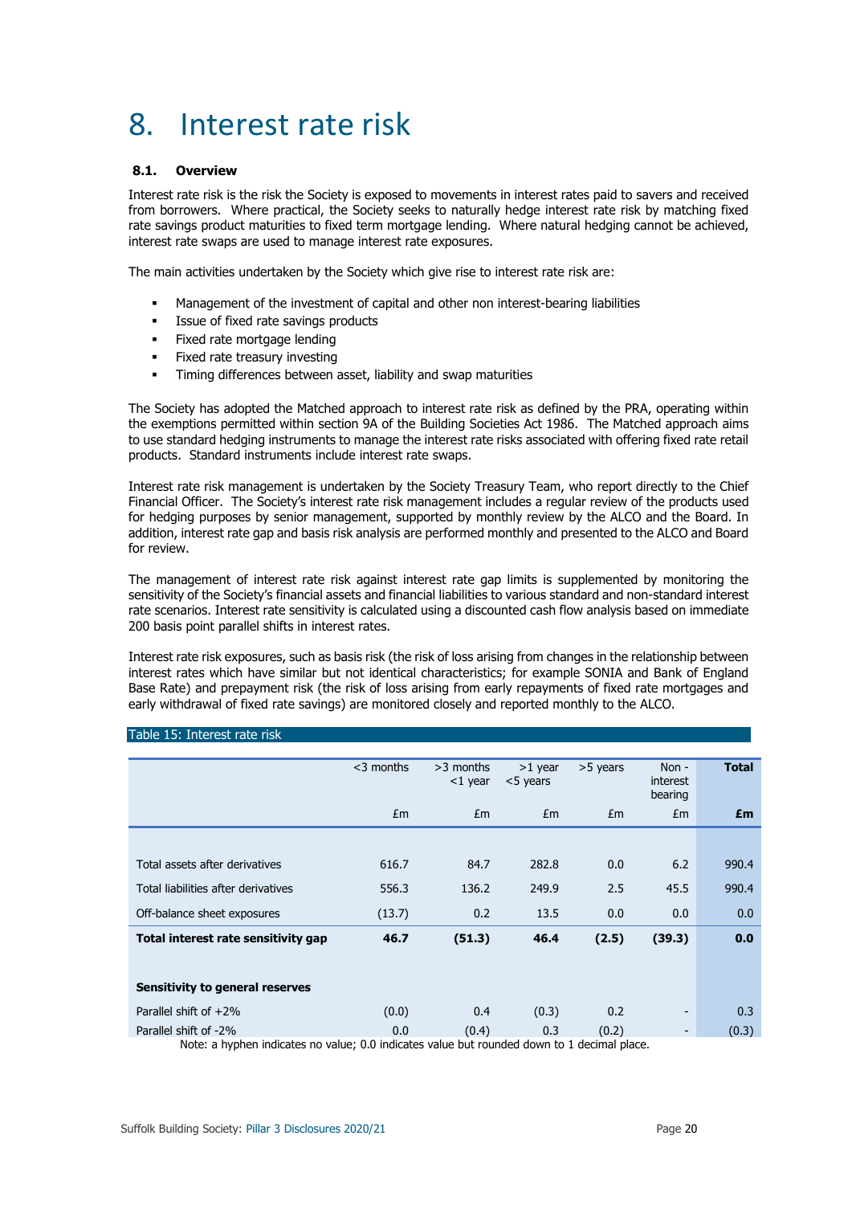# 8. Interest rate risk

### 8.1. Overview

Interest rate risk is the risk the Society is exposed to movements in interest rates paid to savers and received from borrowers. Where practical, the Society seeks to naturally hedge interest rate risk by matching fixed rate savings product maturities to fixed term mortgage lending. Where natural hedging cannot be achieved, interest rate swaps are used to manage interest rate exposures.

The main activities undertaken by the Society which give rise to interest rate risk are:

- Management of the investment of capital and other non interest-bearing liabilities
- Issue of fixed rate savings products
- Fixed rate mortgage lending
- Fixed rate treasury investing
- Timing differences between asset, liability and swap maturities

The Society has adopted the Matched approach to interest rate risk as defined by the PRA, operating within the exemptions permitted within section 9A of the Building Societies Act 1986. The Matched approach aims to use standard hedging instruments to manage the interest rate risks associated with offering fixed rate retail products. Standard instruments include interest rate swaps.

Interest rate risk management is undertaken by the Society Treasury Team, who report directly to the Chief Financial Officer. The Society's interest rate risk management includes a regular review of the products used for hedging purposes by senior management, supported by monthly review by the ALCO and the Board. In addition, interest rate gap and basis risk analysis are performed monthly and presented to the ALCO and Board for review.

The management of interest rate risk against interest rate gap limits is supplemented by monitoring the sensitivity of the Society's financial assets and financial liabilities to various standard and non-standard interest rate scenarios. Interest rate sensitivity is calculated using a discounted cash flow analysis based on immediate 200 basis point parallel shifts in interest rates.

Interest rate risk exposures, such as basis risk (the risk of loss arising from changes in the relationship between interest rates which have similar but not identical characteristics; for example SONIA and Bank of England Base Rate) and prepayment risk (the risk of loss arising from early repayments of fixed rate mortgages and early withdrawal of fixed rate savings) are monitored closely and reported monthly to the ALCO.

Table 15: Interest rate risk

| | <3 months | >3 months <1 year | >1 year <5 years | >5 years | Non - interest bearing | **Total** |
|---|---|---|---|---|---|---|
| | £m | £m | £m | £m | £m | **£m** |
| Total assets after derivatives | 616.7 | 84.7 | 282.8 | 0.0 | 6.2 | 990.4 |
| Total liabilities after derivatives | 556.3 | 136.2 | 249.9 | 2.5 | 45.5 | 990.4 |
| Off-balance sheet exposures | (13.7) | 0.2 | 13.5 | 0.0 | 0.0 | 0.0 |
| **Total interest rate sensitivity gap** | **46.7** | **(51.3)** | **46.4** | **(2.5)** | **(39.3)** | **0.0** |
| **Sensitivity to general reserves** | | | | | | |
| Parallel shift of +2% | (0.0) | 0.4 | (0.3) | 0.2 | - | 0.3 |
| Parallel shift of -2% | 0.0 | (0.4) | 0.3 | (0.2) | - | (0.3) |

Note: a hyphen indicates no value; 0.0 indicates value but rounded down to 1 decimal place.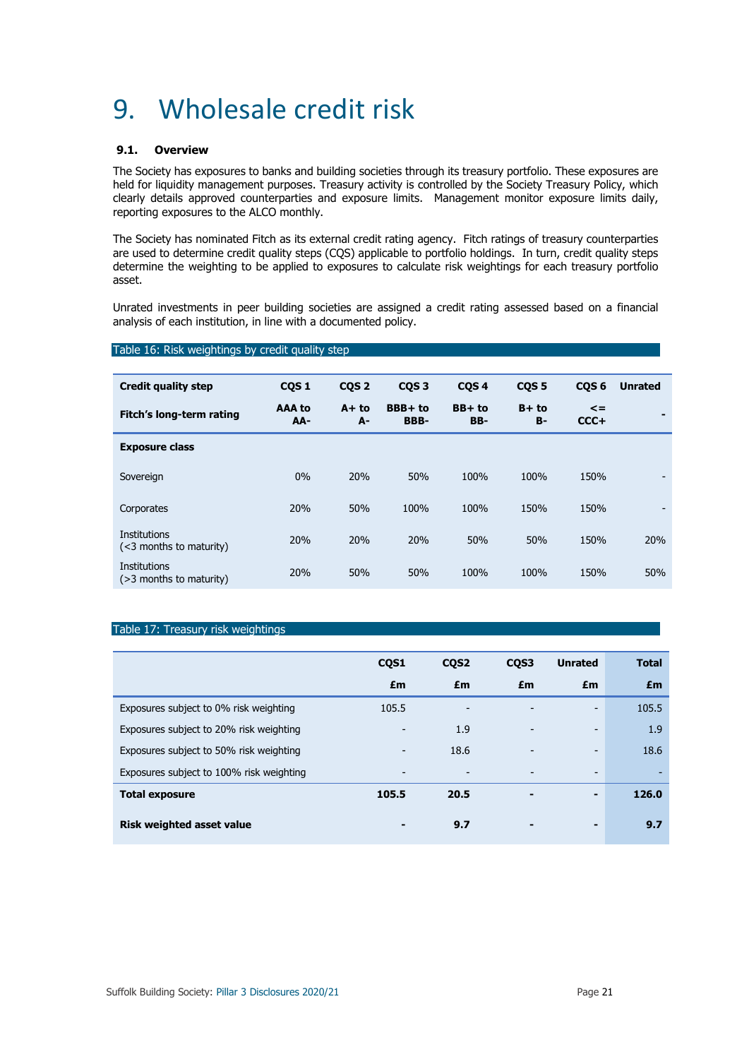# 9. Wholesale credit risk

### 9.1. Overview

The Society has exposures to banks and building societies through its treasury portfolio. These exposures are held for liquidity management purposes. Treasury activity is controlled by the Society Treasury Policy, which clearly details approved counterparties and exposure limits. Management monitor exposure limits daily, reporting exposures to the ALCO monthly.

The Society has nominated Fitch as its external credit rating agency. Fitch ratings of treasury counterparties are used to determine credit quality steps (CQS) applicable to portfolio holdings. In turn, credit quality steps determine the weighting to be applied to exposures to calculate risk weightings for each treasury portfolio asset.

Unrated investments in peer building societies are assigned a credit rating assessed based on a financial analysis of each institution, in line with a documented policy.

Table 16: Risk weightings by credit quality step

| Credit quality step | CQS 1 | CQS 2 | CQS 3 | CQS 4 | CQS 5 | CQS 6 | Unrated |
|---|---|---|---|---|---|---|---|
| **Fitch's long-term rating** | **AAA to AA-** | **A+ to A-** | **BBB+ to BBB-** | **BB+ to BB-** | **B+ to B-** | **<= CCC+** | **-** |
| **Exposure class** | | | | | | | |
| Sovereign | 0% | 20% | 50% | 100% | 100% | 150% | - |
| Corporates | 20% | 50% | 100% | 100% | 150% | 150% | - |
| Institutions (<3 months to maturity) | 20% | 20% | 20% | 50% | 50% | 150% | 20% |
| Institutions (>3 months to maturity) | 20% | 50% | 50% | 100% | 100% | 150% | 50% |

Table 17: Treasury risk weightings

| | CQS1 | CQS2 | CQS3 | Unrated | Total |
|---|---|---|---|---|---|
| | £m | £m | £m | £m | £m |
| Exposures subject to 0% risk weighting | 105.5 | - | - | - | 105.5 |
| Exposures subject to 20% risk weighting | - | 1.9 | - | - | 1.9 |
| Exposures subject to 50% risk weighting | - | 18.6 | - | - | 18.6 |
| Exposures subject to 100% risk weighting | - | - | - | - | - |
| **Total exposure** | **105.5** | **20.5** | **-** | **-** | **126.0** |
| **Risk weighted asset value** | **-** | **9.7** | **-** | **-** | **9.7** |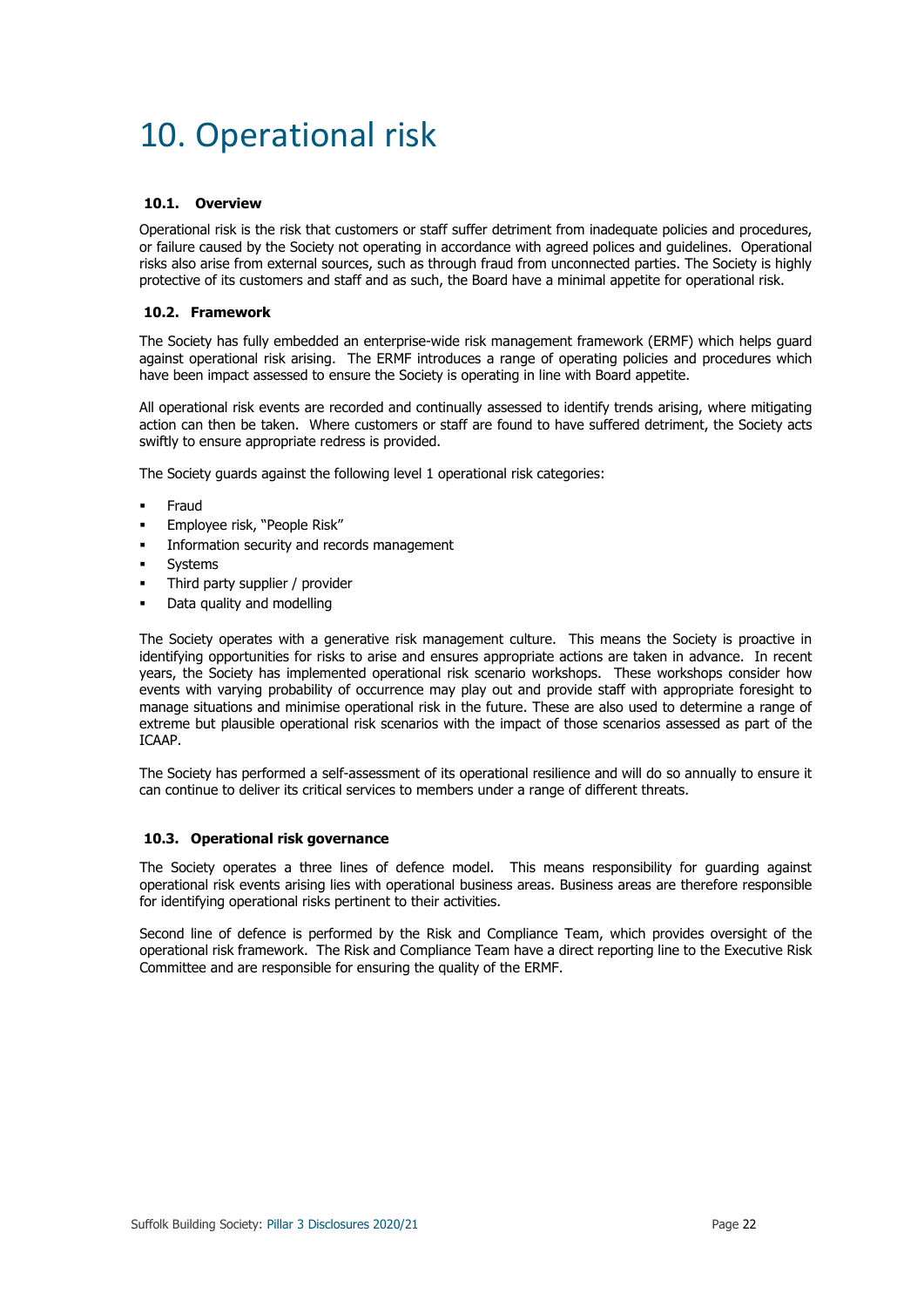# 10. Operational risk

### 10.1. Overview

Operational risk is the risk that customers or staff suffer detriment from inadequate policies and procedures, or failure caused by the Society not operating in accordance with agreed polices and guidelines. Operational risks also arise from external sources, such as through fraud from unconnected parties. The Society is highly protective of its customers and staff and as such, the Board have a minimal appetite for operational risk.

### 10.2. Framework

The Society has fully embedded an enterprise-wide risk management framework (ERMF) which helps guard against operational risk arising. The ERMF introduces a range of operating policies and procedures which have been impact assessed to ensure the Society is operating in line with Board appetite.

All operational risk events are recorded and continually assessed to identify trends arising, where mitigating action can then be taken. Where customers or staff are found to have suffered detriment, the Society acts swiftly to ensure appropriate redress is provided.

The Society guards against the following level 1 operational risk categories:

- Fraud
- Employee risk, "People Risk"
- Information security and records management
- Systems
- Third party supplier / provider
- Data quality and modelling

The Society operates with a generative risk management culture. This means the Society is proactive in identifying opportunities for risks to arise and ensures appropriate actions are taken in advance. In recent years, the Society has implemented operational risk scenario workshops. These workshops consider how events with varying probability of occurrence may play out and provide staff with appropriate foresight to manage situations and minimise operational risk in the future. These are also used to determine a range of extreme but plausible operational risk scenarios with the impact of those scenarios assessed as part of the ICAAP.

The Society has performed a self-assessment of its operational resilience and will do so annually to ensure it can continue to deliver its critical services to members under a range of different threats.

### 10.3. Operational risk governance

The Society operates a three lines of defence model. This means responsibility for guarding against operational risk events arising lies with operational business areas. Business areas are therefore responsible for identifying operational risks pertinent to their activities.

Second line of defence is performed by the Risk and Compliance Team, which provides oversight of the operational risk framework. The Risk and Compliance Team have a direct reporting line to the Executive Risk Committee and are responsible for ensuring the quality of the ERMF.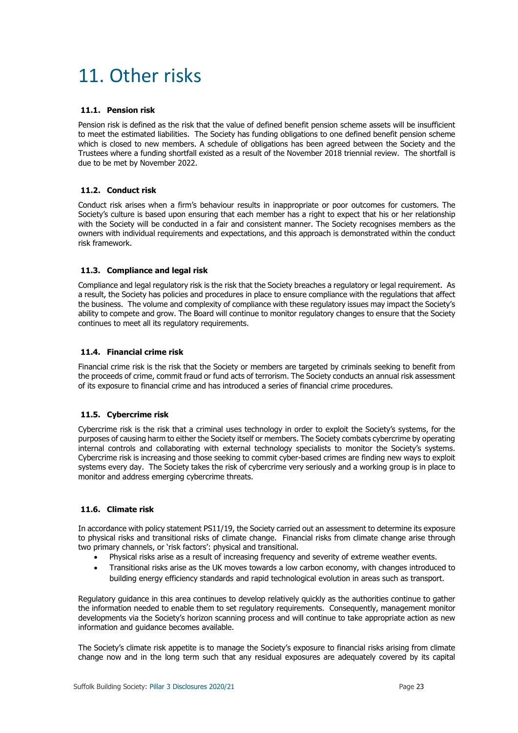# 11. Other risks

### 11.1. Pension risk

Pension risk is defined as the risk that the value of defined benefit pension scheme assets will be insufficient to meet the estimated liabilities. The Society has funding obligations to one defined benefit pension scheme which is closed to new members. A schedule of obligations has been agreed between the Society and the Trustees where a funding shortfall existed as a result of the November 2018 triennial review. The shortfall is due to be met by November 2022.

### 11.2. Conduct risk

Conduct risk arises when a firm's behaviour results in inappropriate or poor outcomes for customers. The Society's culture is based upon ensuring that each member has a right to expect that his or her relationship with the Society will be conducted in a fair and consistent manner. The Society recognises members as the owners with individual requirements and expectations, and this approach is demonstrated within the conduct risk framework.

### 11.3. Compliance and legal risk

Compliance and legal regulatory risk is the risk that the Society breaches a regulatory or legal requirement. As a result, the Society has policies and procedures in place to ensure compliance with the regulations that affect the business. The volume and complexity of compliance with these regulatory issues may impact the Society's ability to compete and grow. The Board will continue to monitor regulatory changes to ensure that the Society continues to meet all its regulatory requirements.

### 11.4. Financial crime risk

Financial crime risk is the risk that the Society or members are targeted by criminals seeking to benefit from the proceeds of crime, commit fraud or fund acts of terrorism. The Society conducts an annual risk assessment of its exposure to financial crime and has introduced a series of financial crime procedures.

### 11.5. Cybercrime risk

Cybercrime risk is the risk that a criminal uses technology in order to exploit the Society's systems, for the purposes of causing harm to either the Society itself or members. The Society combats cybercrime by operating internal controls and collaborating with external technology specialists to monitor the Society's systems. Cybercrime risk is increasing and those seeking to commit cyber-based crimes are finding new ways to exploit systems every day. The Society takes the risk of cybercrime very seriously and a working group is in place to monitor and address emerging cybercrime threats.

### 11.6. Climate risk

In accordance with policy statement PS11/19, the Society carried out an assessment to determine its exposure to physical risks and transitional risks of climate change. Financial risks from climate change arise through two primary channels, or 'risk factors': physical and transitional.

- Physical risks arise as a result of increasing frequency and severity of extreme weather events.
- Transitional risks arise as the UK moves towards a low carbon economy, with changes introduced to building energy efficiency standards and rapid technological evolution in areas such as transport.

Regulatory guidance in this area continues to develop relatively quickly as the authorities continue to gather the information needed to enable them to set regulatory requirements. Consequently, management monitor developments via the Society's horizon scanning process and will continue to take appropriate action as new information and guidance becomes available.

The Society's climate risk appetite is to manage the Society's exposure to financial risks arising from climate change now and in the long term such that any residual exposures are adequately covered by its capital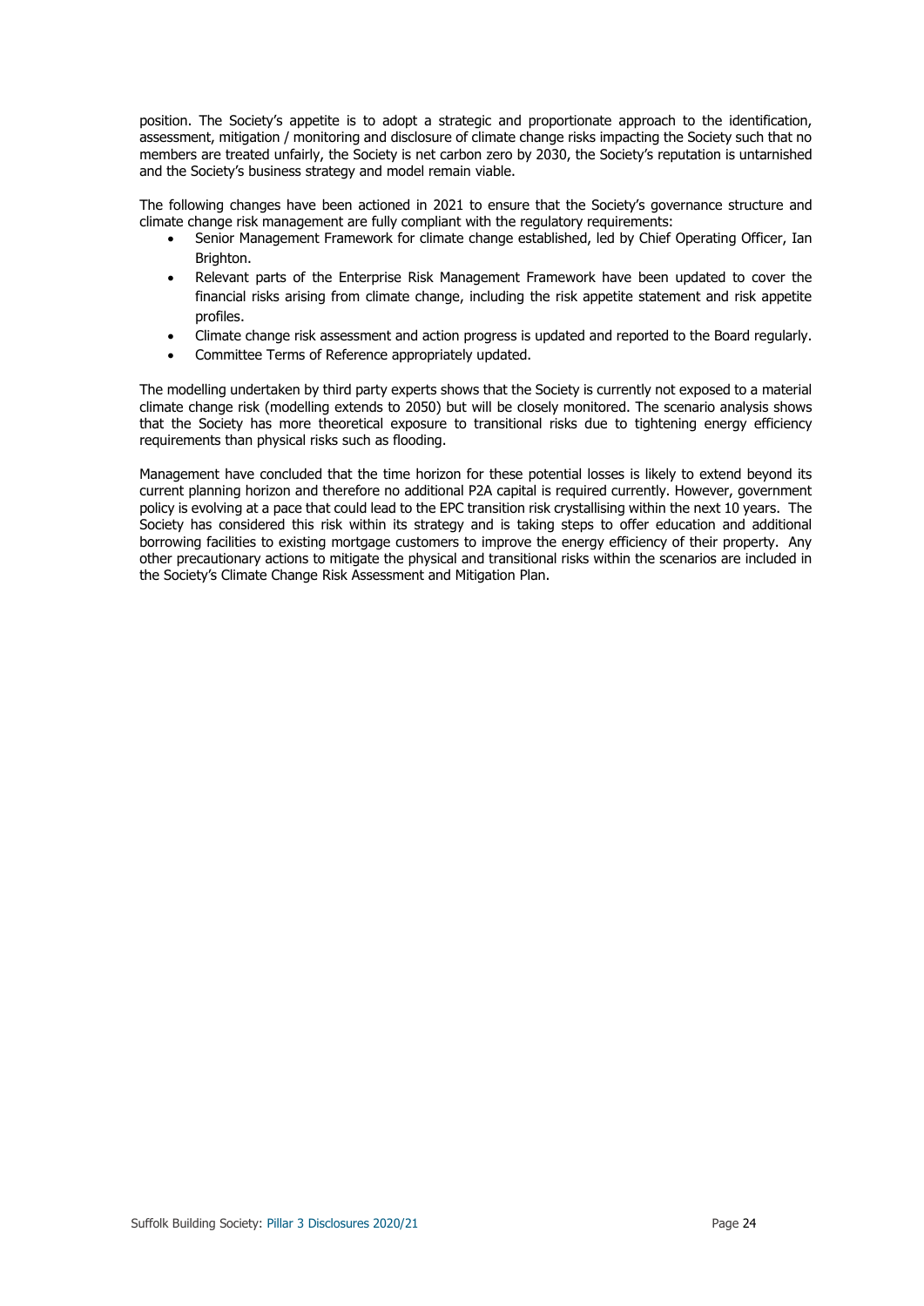position. The Society's appetite is to adopt a strategic and proportionate approach to the identification, assessment, mitigation / monitoring and disclosure of climate change risks impacting the Society such that no members are treated unfairly, the Society is net carbon zero by 2030, the Society's reputation is untarnished and the Society's business strategy and model remain viable.

The following changes have been actioned in 2021 to ensure that the Society's governance structure and climate change risk management are fully compliant with the regulatory requirements:

- Senior Management Framework for climate change established, led by Chief Operating Officer, Ian Brighton.
- Relevant parts of the Enterprise Risk Management Framework have been updated to cover the financial risks arising from climate change, including the risk appetite statement and risk appetite profiles.
- Climate change risk assessment and action progress is updated and reported to the Board regularly.
- Committee Terms of Reference appropriately updated.

The modelling undertaken by third party experts shows that the Society is currently not exposed to a material climate change risk (modelling extends to 2050) but will be closely monitored. The scenario analysis shows that the Society has more theoretical exposure to transitional risks due to tightening energy efficiency requirements than physical risks such as flooding.

Management have concluded that the time horizon for these potential losses is likely to extend beyond its current planning horizon and therefore no additional P2A capital is required currently. However, government policy is evolving at a pace that could lead to the EPC transition risk crystallising within the next 10 years. The Society has considered this risk within its strategy and is taking steps to offer education and additional borrowing facilities to existing mortgage customers to improve the energy efficiency of their property. Any other precautionary actions to mitigate the physical and transitional risks within the scenarios are included in the Society's Climate Change Risk Assessment and Mitigation Plan.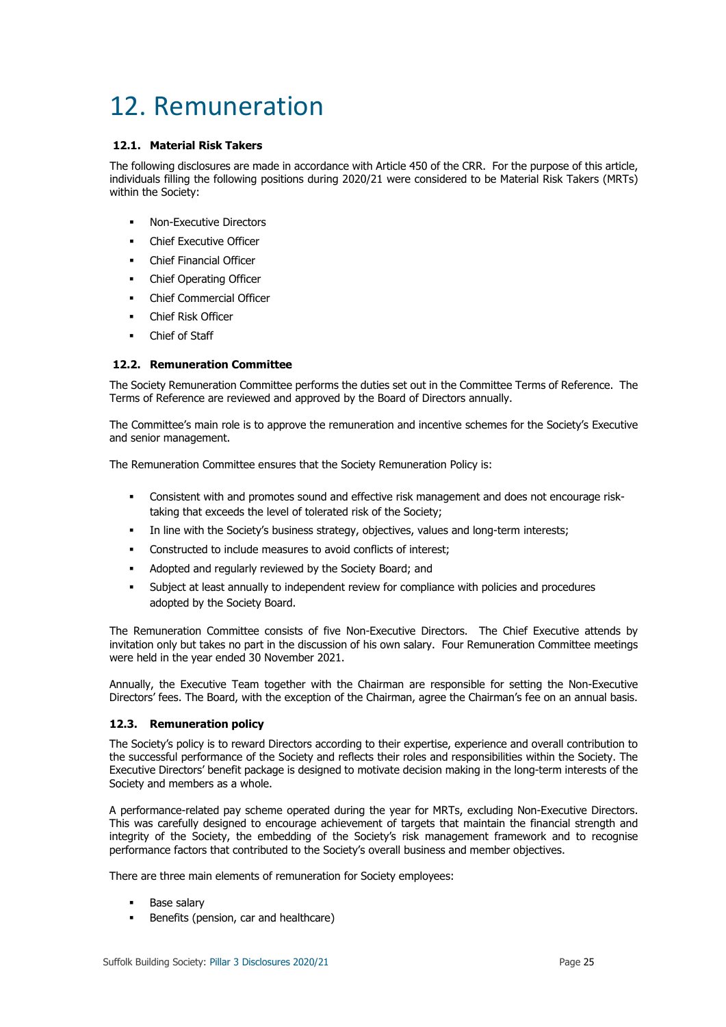# 12. Remuneration

### 12.1. Material Risk Takers

The following disclosures are made in accordance with Article 450 of the CRR. For the purpose of this article, individuals filling the following positions during 2020/21 were considered to be Material Risk Takers (MRTs) within the Society:

- Non-Executive Directors
- Chief Executive Officer
- Chief Financial Officer
- Chief Operating Officer
- Chief Commercial Officer
- Chief Risk Officer
- Chief of Staff

### 12.2. Remuneration Committee

The Society Remuneration Committee performs the duties set out in the Committee Terms of Reference. The Terms of Reference are reviewed and approved by the Board of Directors annually.

The Committee's main role is to approve the remuneration and incentive schemes for the Society's Executive and senior management.

The Remuneration Committee ensures that the Society Remuneration Policy is:

- Consistent with and promotes sound and effective risk management and does not encourage risk-taking that exceeds the level of tolerated risk of the Society;
- In line with the Society's business strategy, objectives, values and long-term interests;
- Constructed to include measures to avoid conflicts of interest;
- Adopted and regularly reviewed by the Society Board; and
- Subject at least annually to independent review for compliance with policies and procedures adopted by the Society Board.

The Remuneration Committee consists of five Non-Executive Directors. The Chief Executive attends by invitation only but takes no part in the discussion of his own salary. Four Remuneration Committee meetings were held in the year ended 30 November 2021.

Annually, the Executive Team together with the Chairman are responsible for setting the Non-Executive Directors' fees. The Board, with the exception of the Chairman, agree the Chairman's fee on an annual basis.

### 12.3. Remuneration policy

The Society's policy is to reward Directors according to their expertise, experience and overall contribution to the successful performance of the Society and reflects their roles and responsibilities within the Society. The Executive Directors' benefit package is designed to motivate decision making in the long-term interests of the Society and members as a whole.

A performance-related pay scheme operated during the year for MRTs, excluding Non-Executive Directors. This was carefully designed to encourage achievement of targets that maintain the financial strength and integrity of the Society, the embedding of the Society's risk management framework and to recognise performance factors that contributed to the Society's overall business and member objectives.

There are three main elements of remuneration for Society employees:

- Base salary
- Benefits (pension, car and healthcare)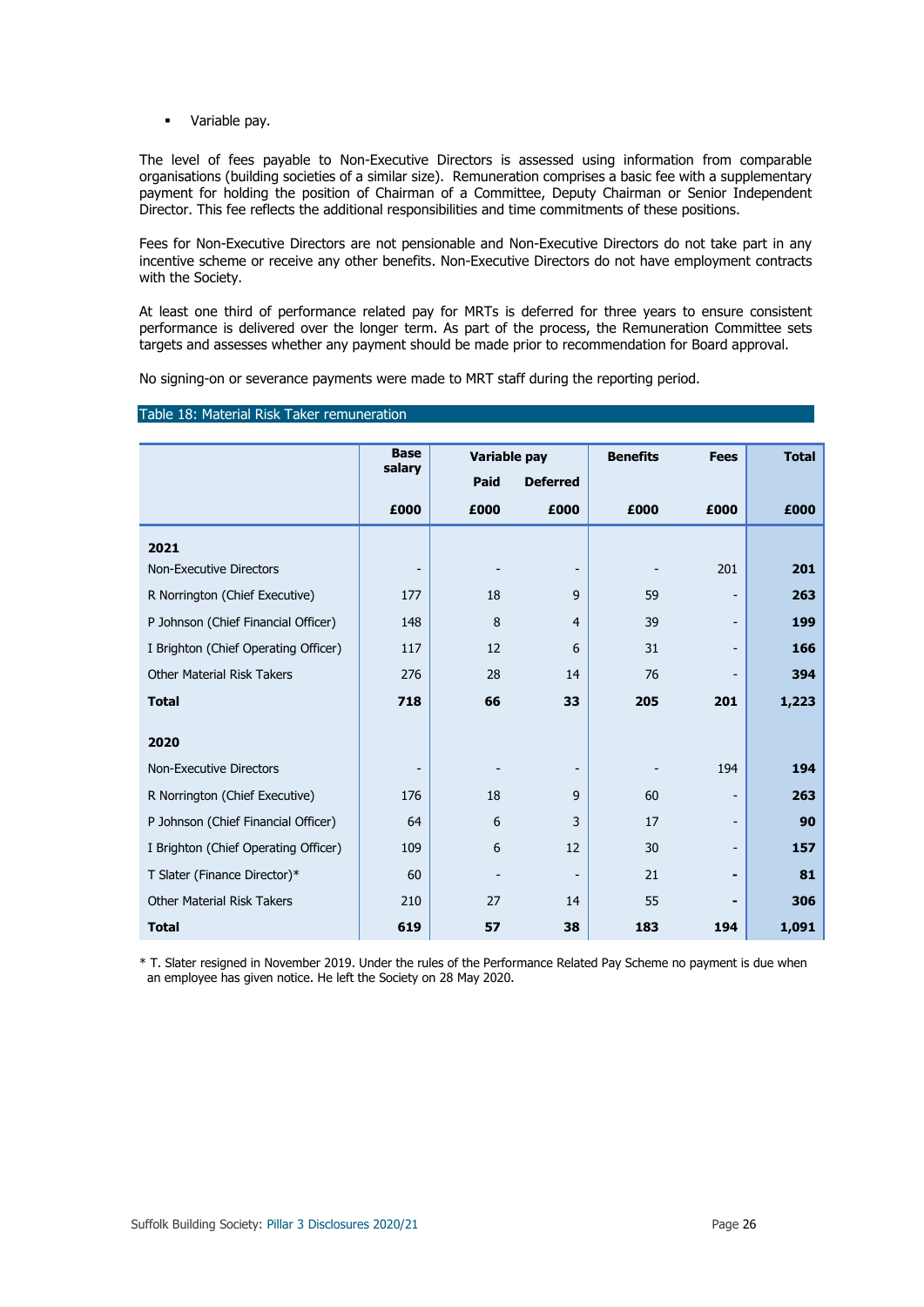- Variable pay.

The level of fees payable to Non-Executive Directors is assessed using information from comparable organisations (building societies of a similar size). Remuneration comprises a basic fee with a supplementary payment for holding the position of Chairman of a Committee, Deputy Chairman or Senior Independent Director. This fee reflects the additional responsibilities and time commitments of these positions.

Fees for Non-Executive Directors are not pensionable and Non-Executive Directors do not take part in any incentive scheme or receive any other benefits. Non-Executive Directors do not have employment contracts with the Society.

At least one third of performance related pay for MRTs is deferred for three years to ensure consistent performance is delivered over the longer term. As part of the process, the Remuneration Committee sets targets and assesses whether any payment should be made prior to recommendation for Board approval.

No signing-on or severance payments were made to MRT staff during the reporting period.

Table 18: Material Risk Taker remuneration

| | Base salary | Variable pay | | Benefits | Fees | Total |
|---|---|---|---|---|---|---|
| | | Paid | Deferred | | | |
| | £000 | £000 | £000 | £000 | £000 | £000 |
| **2021** | | | | | | |
| Non-Executive Directors | - | - | - | - | 201 | **201** |
| R Norrington (Chief Executive) | 177 | 18 | 9 | 59 | - | **263** |
| P Johnson (Chief Financial Officer) | 148 | 8 | 4 | 39 | - | **199** |
| I Brighton (Chief Operating Officer) | 117 | 12 | 6 | 31 | - | **166** |
| Other Material Risk Takers | 276 | 28 | 14 | 76 | - | **394** |
| **Total** | **718** | **66** | **33** | **205** | **201** | **1,223** |
| **2020** | | | | | | |
| Non-Executive Directors | - | - | - | - | 194 | **194** |
| R Norrington (Chief Executive) | 176 | 18 | 9 | 60 | - | **263** |
| P Johnson (Chief Financial Officer) | 64 | 6 | 3 | 17 | - | **90** |
| I Brighton (Chief Operating Officer) | 109 | 6 | 12 | 30 | - | **157** |
| T Slater (Finance Director)* | 60 | - | - | 21 | - | **81** |
| Other Material Risk Takers | 210 | 27 | 14 | 55 | - | **306** |
| **Total** | **619** | **57** | **38** | **183** | **194** | **1,091** |

* T. Slater resigned in November 2019. Under the rules of the Performance Related Pay Scheme no payment is due when an employee has given notice. He left the Society on 28 May 2020.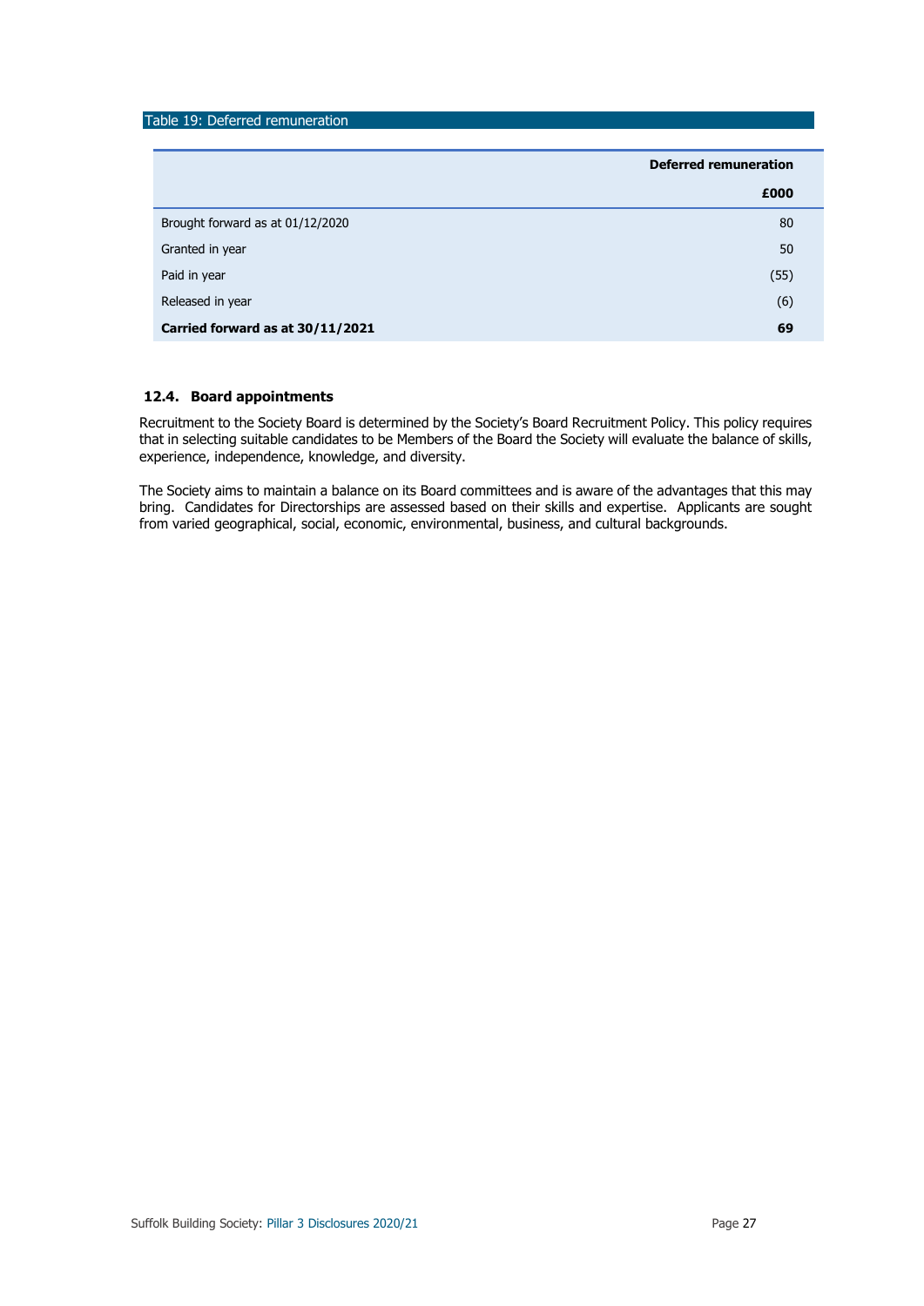Table 19: Deferred remuneration

| | Deferred remuneration |
|---|---|
| | £000 |
| Brought forward as at 01/12/2020 | 80 |
| Granted in year | 50 |
| Paid in year | (55) |
| Released in year | (6) |
| **Carried forward as at 30/11/2021** | **69** |

### 12.4. Board appointments

Recruitment to the Society Board is determined by the Society's Board Recruitment Policy. This policy requires that in selecting suitable candidates to be Members of the Board the Society will evaluate the balance of skills, experience, independence, knowledge, and diversity.

The Society aims to maintain a balance on its Board committees and is aware of the advantages that this may bring. Candidates for Directorships are assessed based on their skills and expertise. Applicants are sought from varied geographical, social, economic, environmental, business, and cultural backgrounds.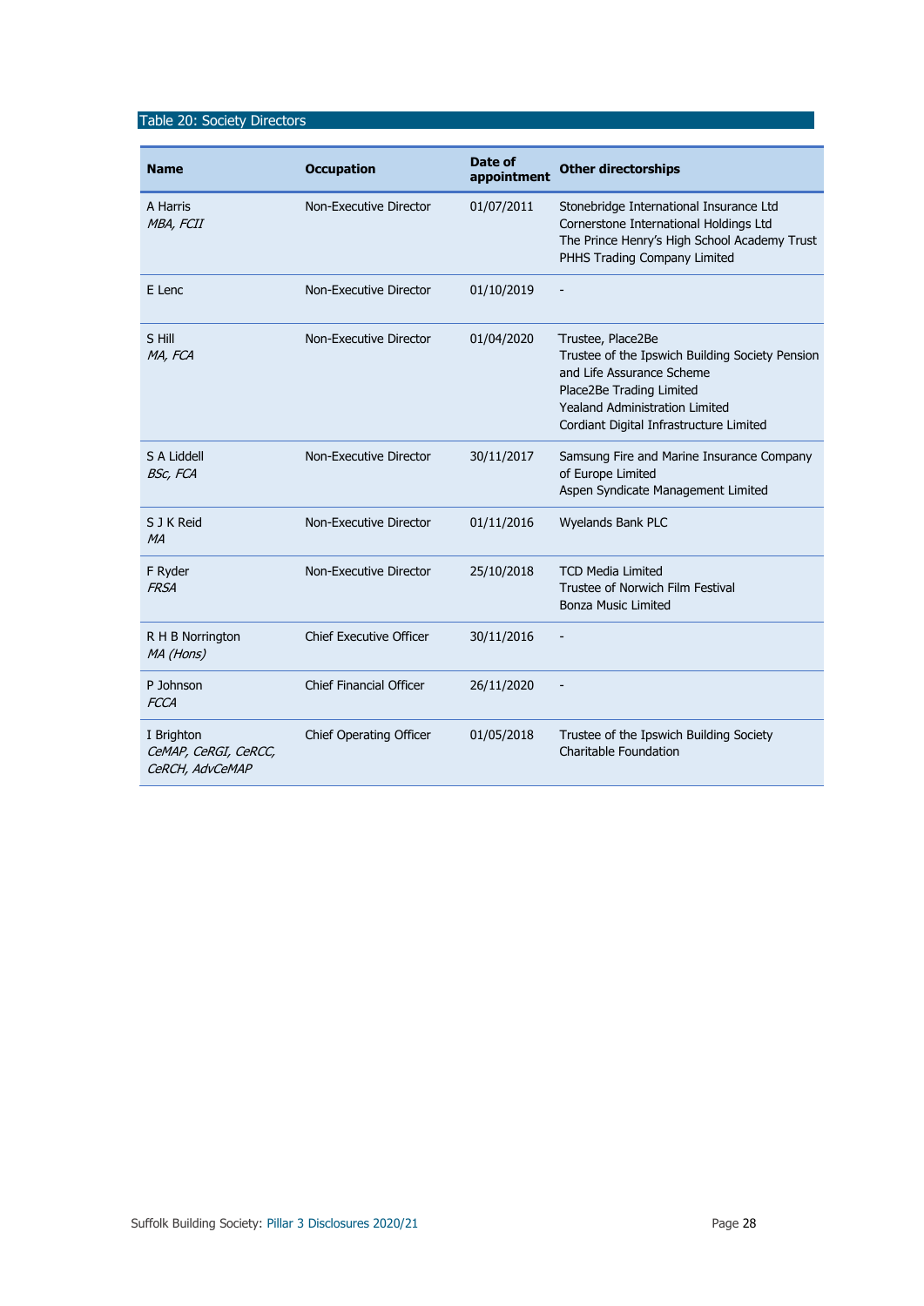Table 20: Society Directors

| Name | Occupation | Date of appointment | Other directorships |
|---|---|---|---|
| A Harris<br>*MBA, FCII* | Non-Executive Director | 01/07/2011 | Stonebridge International Insurance Ltd<br>Cornerstone International Holdings Ltd<br>The Prince Henry's High School Academy Trust<br>PHHS Trading Company Limited |
| E Lenc | Non-Executive Director | 01/10/2019 | - |
| S Hill<br>*MA, FCA* | Non-Executive Director | 01/04/2020 | Trustee, Place2Be<br>Trustee of the Ipswich Building Society Pension and Life Assurance Scheme<br>Place2Be Trading Limited<br>Yealand Administration Limited<br>Cordiant Digital Infrastructure Limited |
| S A Liddell<br>*BSc, FCA* | Non-Executive Director | 30/11/2017 | Samsung Fire and Marine Insurance Company of Europe Limited<br>Aspen Syndicate Management Limited |
| S J K Reid<br>*MA* | Non-Executive Director | 01/11/2016 | Wyelands Bank PLC |
| F Ryder<br>*FRSA* | Non-Executive Director | 25/10/2018 | TCD Media Limited<br>Trustee of Norwich Film Festival<br>Bonza Music Limited |
| R H B Norrington<br>*MA (Hons)* | Chief Executive Officer | 30/11/2016 | - |
| P Johnson<br>*FCCA* | Chief Financial Officer | 26/11/2020 | - |
| I Brighton<br>*CeMAP, CeRGI, CeRCC, CeRCH, AdvCeMAP* | Chief Operating Officer | 01/05/2018 | Trustee of the Ipswich Building Society Charitable Foundation |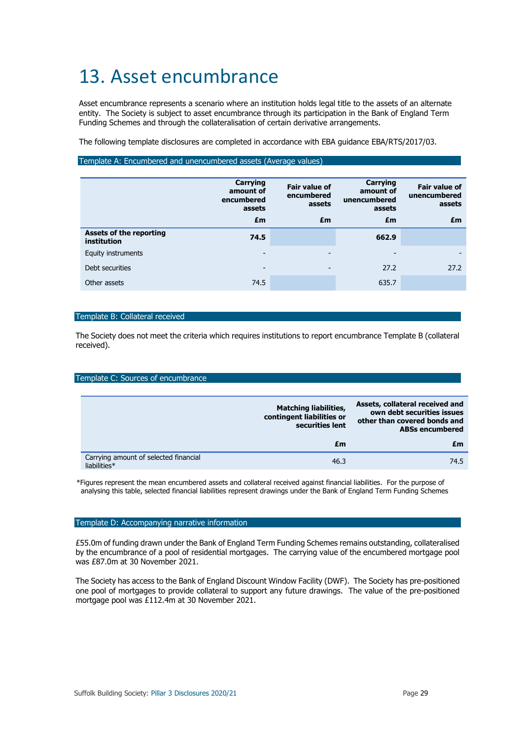# 13. Asset encumbrance

Asset encumbrance represents a scenario where an institution holds legal title to the assets of an alternate entity. The Society is subject to asset encumbrance through its participation in the Bank of England Term Funding Schemes and through the collateralisation of certain derivative arrangements.

The following template disclosures are completed in accordance with EBA guidance EBA/RTS/2017/03.

## Template A: Encumbered and unencumbered assets (Average values)

| | Carrying amount of encumbered assets £m | Fair value of encumbered assets £m | Carrying amount of unencumbered assets £m | Fair value of unencumbered assets £m |
|---|---|---|---|---|
| **Assets of the reporting institution** | **74.5** | | **662.9** | |
| Equity instruments | - | - | - | - |
| Debt securities | - | - | 27.2 | 27.2 |
| Other assets | 74.5 | | 635.7 | |

## Template B: Collateral received

The Society does not meet the criteria which requires institutions to report encumbrance Template B (collateral received).

## Template C: Sources of encumbrance

| | Matching liabilities, contingent liabilities or securities lent £m | Assets, collateral received and own debt securities issues other than covered bonds and ABSs encumbered £m |
|---|---|---|
| Carrying amount of selected financial liabilities* | 46.3 | 74.5 |

*Figures represent the mean encumbered assets and collateral received against financial liabilities. For the purpose of analysing this table, selected financial liabilities represent drawings under the Bank of England Term Funding Schemes

## Template D: Accompanying narrative information

£55.0m of funding drawn under the Bank of England Term Funding Schemes remains outstanding, collateralised by the encumbrance of a pool of residential mortgages. The carrying value of the encumbered mortgage pool was £87.0m at 30 November 2021.

The Society has access to the Bank of England Discount Window Facility (DWF). The Society has pre-positioned one pool of mortgages to provide collateral to support any future drawings. The value of the pre-positioned mortgage pool was £112.4m at 30 November 2021.